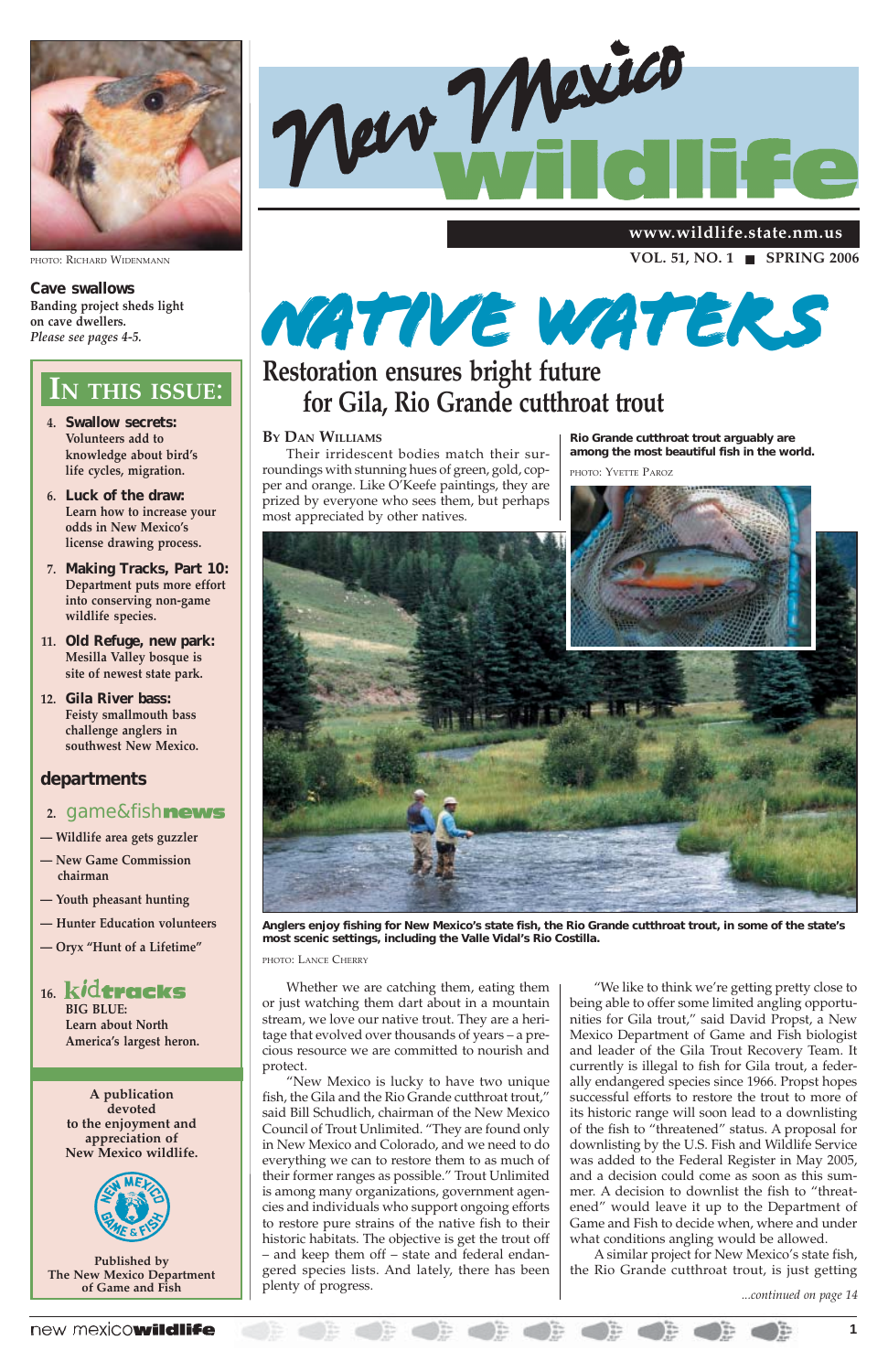# New Mexico wildlife

www.wildlife.state.nm.us

VOL. 51, NO. 1 ■ SPRING 2006

PHOTO: RICHARD WIDENMANN

**Cave swallows**
**Banding project sheds light on cave dwellers.**
*Please see pages 4-5.*

## IN THIS ISSUE:

4. **Swallow secrets:** Volunteers add to knowledge about bird's life cycles, migration.
6. **Luck of the draw:** Learn how to increase your odds in New Mexico's license drawing process.
7. **Making Tracks, Part 10:** Department puts more effort into conserving non-game wildlife species.
11. **Old Refuge, new park:** Mesilla Valley bosque is site of newest state park.
12. **Gila River bass:** Feisty smallmouth bass challenge anglers in southwest New Mexico.

### departments

2. **game&fishnews**

— Wildlife area gets guzzler
— New Game Commission chairman
— Youth pheasant hunting
— Hunter Education volunteers
— Oryx "Hunt of a Lifetime"

16. **kidtracks**
**BIG BLUE:**
Learn about North America's largest heron.

A publication devoted to the enjoyment and appreciation of New Mexico wildlife.

Published by The New Mexico Department of Game and Fish

# NATIVE WATERS

## Restoration ensures bright future for Gila, Rio Grande cutthroat trout

By Dan Williams

Their irridescent bodies match their surroundings with stunning hues of green, gold, copper and orange. Like O'Keefe paintings, they are prized by everyone who sees them, but perhaps most appreciated by other natives.

**Rio Grande cutthroat trout arguably are among the most beautiful fish in the world.**

PHOTO: YVETTE PAROZ

**Anglers enjoy fishing for New Mexico's state fish, the Rio Grande cutthroat trout, in some of the state's most scenic settings, including the Valle Vidal's Rio Costilla.**

PHOTO: LANCE CHERRY

Whether we are catching them, eating them or just watching them dart about in a mountain stream, we love our native trout. They are a heritage that evolved over thousands of years – a precious resource we are committed to nourish and protect.

"New Mexico is lucky to have two unique fish, the Gila and the Rio Grande cutthroat trout," said Bill Schudlich, chairman of the New Mexico Council of Trout Unlimited. "They are found only in New Mexico and Colorado, and we need to do everything we can to restore them to as much of their former ranges as possible." Trout Unlimited is among many organizations, government agencies and individuals who support ongoing efforts to restore pure strains of the native fish to their historic habitats. The objective is get the trout off – and keep them off – state and federal endangered species lists. And lately, there has been plenty of progress.

"We like to think we're getting pretty close to being able to offer some limited angling opportunities for Gila trout," said David Propst, a New Mexico Department of Game and Fish biologist and leader of the Gila Trout Recovery Team. It currently is illegal to fish for Gila trout, a federally endangered species since 1966. Propst hopes successful efforts to restore the trout to more of its historic range will soon lead to a downlisting of the fish to "threatened" status. A proposal for downlisting by the U.S. Fish and Wildlife Service was added to the Federal Register in May 2005, and a decision could come as soon as this summer. A decision to downlist the fish to "threatened" would leave it up to the Department of Game and Fish to decide when, where and under what conditions angling would be allowed.

A similar project for New Mexico's state fish, the Rio Grande cutthroat trout, is just getting

*...continued on page 14*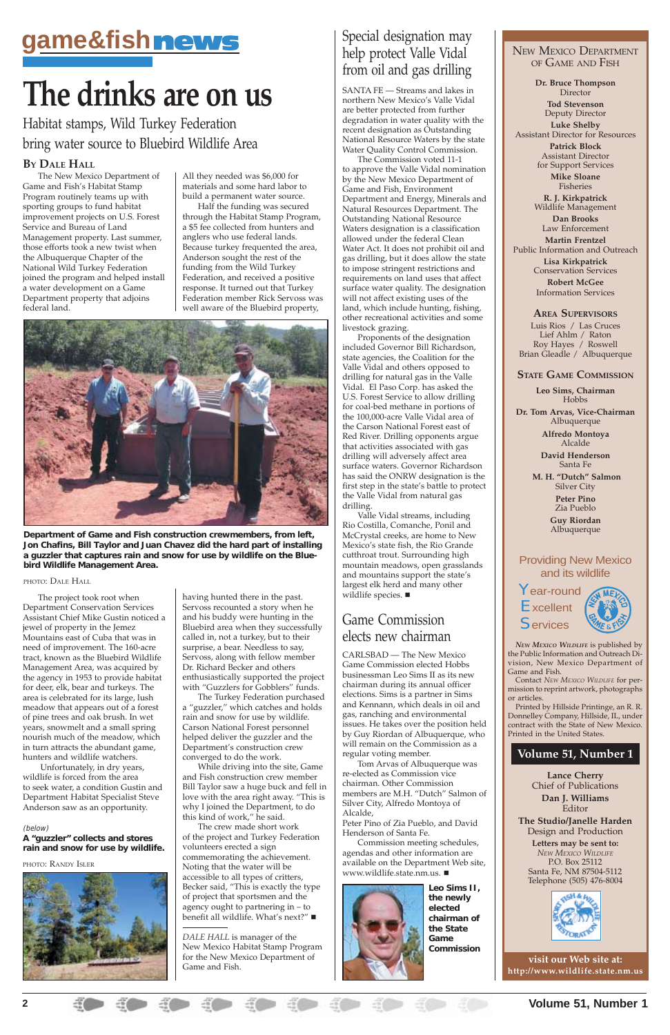# game&fish news

# The drinks are on us

## Habitat stamps, Wild Turkey Federation bring water source to Bluebird Wildlife Area

**By Dale Hall**

The New Mexico Department of Game and Fish's Habitat Stamp Program routinely teams up with sporting groups to fund habitat improvement projects on U.S. Forest Service and Bureau of Land Management property. Last summer, those efforts took a new twist when the Albuquerque Chapter of the National Wild Turkey Federation joined the program and helped install a water development on a Game Department property that adjoins federal land.

All they needed was $6,000 for materials and some hard labor to build a permanent water source.

Half the funding was secured through the Habitat Stamp Program, a $5 fee collected from hunters and anglers who use federal lands. Because turkey frequented the area, Anderson sought the rest of the funding from the Wild Turkey Federation, and received a positive response. It turned out that Turkey Federation member Rick Servoss was well aware of the Bluebird property, having hunted there in the past. Servoss recounted a story when he and his buddy were hunting in the Bluebird area when they successfully called in, not a turkey, but to their surprise, a bear. Needless to say, Servoss, along with fellow member Dr. Richard Becker and others enthusiastically supported the project with "Guzzlers for Gobblers" funds.

**Department of Game and Fish construction crewmembers, from left, Jon Chafins, Bill Taylor and Juan Chavez did the hard part of installing a guzzler that captures rain and snow for use by wildlife on the Bluebird Wildlife Management Area.**

Photo: Dale Hall

The project took root when Department Conservation Services Assistant Chief Mike Gustin noticed a jewel of property in the Jemez Mountains east of Cuba that was in need of improvement. The 160-acre tract, known as the Bluebird Wildlife Management Area, was acquired by the agency in 1953 to provide habitat for deer, elk, bear and turkeys. The area is celebrated for its large, lush meadow that appears out of a forest of pine trees and oak brush. In wet years, snowmelt and a small spring nourish much of the meadow, which in turn attracts the abundant game, hunters and wildlife watchers.

Unfortunately, in dry years, wildlife is forced from the area to seek water, a condition Gustin and Department Habitat Specialist Steve Anderson saw as an opportunity.

The Turkey Federation purchased a "guzzler," which catches and holds rain and snow for use by wildlife. Carson National Forest personnel helped deliver the guzzler and the Department's construction crew converged to do the work.

While driving into the site, Game and Fish construction crew member Bill Taylor saw a huge buck and fell in love with the area right away. "This is why I joined the Department, to do this kind of work," he said.

The crew made short work of the project and Turkey Federation volunteers erected a sign commemorating the achievement. Noting that the water will be accessible to all types of critters, Becker said, "This is exactly the type of project that sportsmen and the agency ought to partnering in – to benefit all wildlife. What's next?" ■

*(below)*
**A "guzzler" collects and stores rain and snow for use by wildlife.**

Photo: Randy Isler

*DALE HALL is manager of the New Mexico Habitat Stamp Program for the New Mexico Department of Game and Fish.*

## Special designation may help protect Valle Vidal from oil and gas drilling

SANTA FE — Streams and lakes in northern New Mexico's Valle Vidal are better protected from further degradation in water quality with the recent designation as Outstanding National Resource Waters by the state Water Quality Control Commission.

The Commission voted 11-1 to approve the Valle Vidal nomination by the New Mexico Department of Game and Fish, Environment Department and Energy, Minerals and Natural Resources Department. The Outstanding National Resource Waters designation is a classification allowed under the federal Clean Water Act. It does not prohibit oil and gas drilling, but it does allow the state to impose stringent restrictions and requirements on land uses that affect surface water quality. The designation will not affect existing uses of the land, which include hunting, fishing, other recreational activities and some livestock grazing.

Proponents of the designation included Governor Bill Richardson, state agencies, the Coalition for the Valle Vidal and others opposed to drilling for natural gas in the Valle Vidal. El Paso Corp. has asked the U.S. Forest Service to allow drilling for coal-bed methane in portions of the 100,000-acre Valle Vidal area of the Carson National Forest east of Red River. Drilling opponents argue that activities associated with gas drilling will adversely affect area surface waters. Governor Richardson has said the ONRW designation is the first step in the state's battle to protect the Valle Vidal from natural gas drilling.

Valle Vidal streams, including Rio Costilla, Comanche, Ponil and McCrystal creeks, are home to New Mexico's state fish, the Rio Grande cutthroat trout. Surrounding high mountain meadows, open grasslands and mountains support the state's largest elk herd and many other wildlife species. ■

## Game Commission elects new chairman

CARLSBAD — The New Mexico Game Commission elected Hobbs businessman Leo Sims II as its new chairman during its annual officer elections. Sims is a partner in Sims and Kennann, which deals in oil and gas, ranching and environmental issues. He takes over the position held by Guy Riordan of Albuquerque, who will remain on the Commission as a regular voting member.

Tom Arvas of Albuquerque was re-elected as Commission vice chairman. Other Commission members are M.H. "Dutch" Salmon of Silver City, Alfredo Montoya of Alcalde,
Peter Pino of Zia Pueblo, and David Henderson of Santa Fe.

Commission meeting schedules, agendas and other information are available on the Department Web site, www.wildlife.state.nm.us. ■

**Leo Sims II, the newly elected chairman of the State Game Commission**

---

### New Mexico Department of Game and Fish

**Dr. Bruce Thompson**
Director

**Tod Stevenson**
Deputy Director

**Luke Shelby**
Assistant Director for Resources

**Patrick Block**
Assistant Director for Support Services

**Mike Sloane**
Fisheries

**R. J. Kirkpatrick**
Wildlife Management

**Dan Brooks**
Law Enforcement

**Martin Frentzel**
Public Information and Outreach

**Lisa Kirkpatrick**
Conservation Services

**Robert McGee**
Information Services

### Area Supervisors

Luis Rios / Las Cruces
Lief Ahlm / Raton
Roy Hayes / Roswell
Brian Gleadle / Albuquerque

### State Game Commission

**Leo Sims, Chairman**
Hobbs

**Dr. Tom Arvas, Vice-Chairman**
Albuquerque

**Alfredo Montoya**
Alcalde

**David Henderson**
Santa Fe

**M. H. "Dutch" Salmon**
Silver City

**Peter Pino**
Zia Pueblo

**Guy Riordan**
Albuquerque

Providing New Mexico and its wildlife

Year-round Excellent Services

*New Mexico Wildlife* is published by the Public Information and Outreach Division, New Mexico Department of Game and Fish.

Contact *New Mexico Wildlife* for permission to reprint artwork, photographs or articles.

Printed by Hillside Printinge, an R. R. Donnelley Company, Hillside, IL, under contract with the State of New Mexico. Printed in the United States.

**Volume 51, Number 1**

**Lance Cherry**
Chief of Publications

**Dan J. Williams**
Editor

**The Studio/Janelle Harden**
Design and Production

**Letters may be sent to:**
*New Mexico Wildlife*
P.O. Box 25112
Santa Fe, NM 87504-5112
Telephone (505) 476-8004

**visit our Web site at: http://www.wildlife.state.nm.us**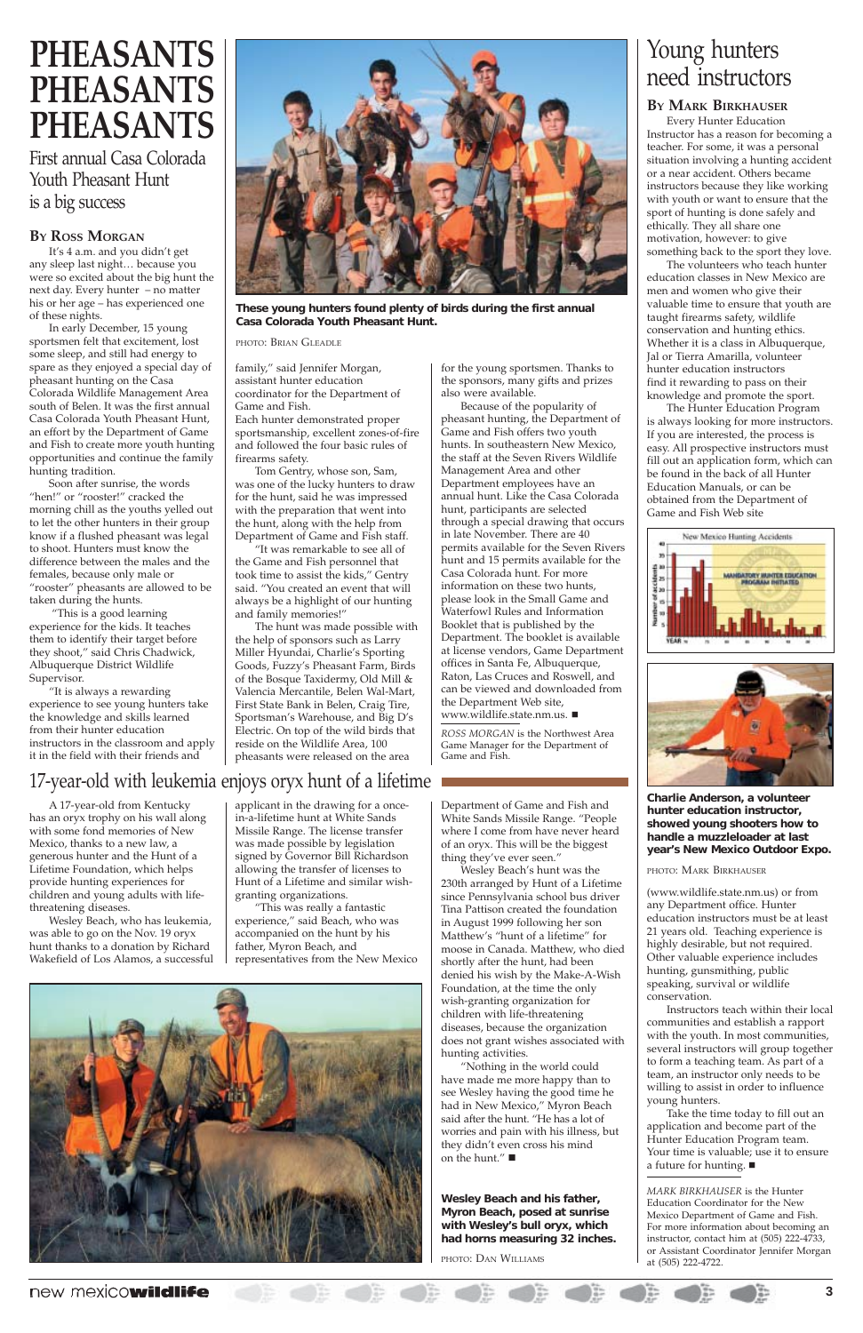# PHEASANTS PHEASANTS PHEASANTS

## First annual Casa Colorada Youth Pheasant Hunt is a big success

### By Ross Morgan

It's 4 a.m. and you didn't get any sleep last night… because you were so excited about the big hunt the next day. Every hunter – no matter his or her age – has experienced one of these nights.

In early December, 15 young sportsmen felt that excitement, lost some sleep, and still had energy to spare as they enjoyed a special day of pheasant hunting on the Casa Colorada Wildlife Management Area south of Belen. It was the first annual Casa Colorada Youth Pheasant Hunt, an effort by the Department of Game and Fish to create more youth hunting opportunities and continue the family hunting tradition.

Soon after sunrise, the words "hen!" or "rooster!" cracked the morning chill as the youths yelled out to let the other hunters in their group know if a flushed pheasant was legal to shoot. Hunters must know the difference between the males and the females, because only male or "rooster" pheasants are allowed to be taken during the hunts.

"This is a good learning experience for the kids. It teaches them to identify their target before they shoot," said Chris Chadwick, Albuquerque District Wildlife Supervisor.

"It is always a rewarding experience to see young hunters take the knowledge and skills learned from their hunter education instructors in the classroom and apply it in the field with their friends and family," said Jennifer Morgan, assistant hunter education coordinator for the Department of Game and Fish.

Each hunter demonstrated proper sportsmanship, excellent zones-of-fire and followed the four basic rules of firearms safety.

Tom Gentry, whose son, Sam, was one of the lucky hunters to draw for the hunt, said he was impressed with the preparation that went into the hunt, along with the help from Department of Game and Fish staff.

"It was remarkable to see all of the Game and Fish personnel that took time to assist the kids," Gentry said. "You created an event that will always be a highlight of our hunting and family memories!"

The hunt was made possible with the help of sponsors such as Larry Miller Hyundai, Charlie's Sporting Goods, Fuzzy's Pheasant Farm, Birds of the Bosque Taxidermy, Old Mill & Valencia Mercantile, Belen Wal-Mart, First State Bank in Belen, Craig Tire, Sportsman's Warehouse, and Big D's Electric. On top of the wild birds that reside on the Wildlife Area, 100 pheasants were released on the area for the young sportsmen. Thanks to the sponsors, many gifts and prizes also were available.

Because of the popularity of pheasant hunting, the Department of Game and Fish offers two youth hunts. In southeastern New Mexico, the staff at the Seven Rivers Wildlife Management Area and other Department employees have an annual hunt. Like the Casa Colorada hunt, participants are selected through a special drawing that occurs in late November. There are 40 permits available for the Seven Rivers hunt and 15 permits available for the Casa Colorada hunt. For more information on these two hunts, please look in the Small Game and Waterfowl Rules and Information Booklet that is published by the Department. The booklet is available at license vendors, Game Department offices in Santa Fe, Albuquerque, Raton, Las Cruces and Roswell, and can be viewed and downloaded from the Department Web site, www.wildlife.state.nm.us. ■

*ROSS MORGAN is the Northwest Area Game Manager for the Department of Game and Fish.*

**These young hunters found plenty of birds during the first annual Casa Colorada Youth Pheasant Hunt.**

PHOTO: BRIAN GLEADLE

## 17-year-old with leukemia enjoys oryx hunt of a lifetime

A 17-year-old from Kentucky has an oryx trophy on his wall along with some fond memories of New Mexico, thanks to a new law, a generous hunter and the Hunt of a Lifetime Foundation, which helps provide hunting experiences for children and young adults with life-threatening diseases.

Wesley Beach, who has leukemia, was able to go on the Nov. 19 oryx hunt thanks to a donation by Richard Wakefield of Los Alamos, a successful applicant in the drawing for a once-in-a-lifetime hunt at White Sands Missile Range. The license transfer was made possible by legislation signed by Governor Bill Richardson allowing the transfer of licenses to Hunt of a Lifetime and similar wish-granting organizations.

"This was really a fantastic experience," said Beach, who was accompanied on the hunt by his father, Myron Beach, and representatives from the New Mexico Department of Game and Fish and White Sands Missile Range. "People where I come from have never heard of an oryx. This will be the biggest thing they've ever seen."

Wesley Beach's hunt was the 230th arranged by Hunt of a Lifetime since Pennsylvania school bus driver Tina Pattison created the foundation in August 1999 following her son Matthew's "hunt of a lifetime" for moose in Canada. Matthew, who died shortly after the hunt, had been denied his wish by the Make-A-Wish Foundation, at the time the only wish-granting organization for children with life-threatening diseases, because the organization does not grant wishes associated with hunting activities.

"Nothing in the world could have made me more happy than to see Wesley having the good time he had in New Mexico," Myron Beach said after the hunt. "He has a lot of worries and pain with his illness, but they didn't even cross his mind on the hunt." ■

**Wesley Beach and his father, Myron Beach, posed at sunrise with Wesley's bull oryx, which had horns measuring 32 inches.**

PHOTO: DAN WILLIAMS

## Young hunters need instructors

### By Mark Birkhauser

Every Hunter Education Instructor has a reason for becoming a teacher. For some, it was a personal situation involving a hunting accident or a near accident. Others became instructors because they like working with youth or want to ensure that the sport of hunting is done safely and ethically. They all share one motivation, however: to give something back to the sport they love.

The volunteers who teach hunter education classes in New Mexico are men and women who give their valuable time to ensure that youth are taught firearms safety, wildlife conservation and hunting ethics. Whether it is a class in Albuquerque, Jal or Tierra Amarilla, volunteer hunter education instructors find it rewarding to pass on their knowledge and promote the sport.

The Hunter Education Program is always looking for more instructors. If you are interested, the process is easy. All prospective instructors must fill out an application form, which can be found in the back of all Hunter Education Manuals, or can be obtained from the Department of Game and Fish Web site (www.wildlife.state.nm.us) or from any Department office. Hunter education instructors must be at least 21 years old. Teaching experience is highly desirable, but not required. Other valuable experience includes hunting, gunsmithing, public speaking, survival or wildlife conservation.

Instructors teach within their local communities and establish a rapport with the youth. In most communities, several instructors will group together to form a teaching team. As part of a team, an instructor only needs to be willing to assist in order to influence young hunters.

Take the time today to fill out an application and become part of the Hunter Education Program team. Your time is valuable; use it to ensure a future for hunting. ■

*MARK BIRKHAUSER is the Hunter Education Coordinator for the New Mexico Department of Game and Fish. For more information about becoming an instructor, contact him at (505) 222-4733, or Assistant Coordinator Jennifer Morgan at (505) 222-4722.*

New Mexico Hunting Accidents

**Charlie Anderson, a volunteer hunter education instructor, showed young shooters how to handle a muzzleloader at last year's New Mexico Outdoor Expo.**

PHOTO: MARK BIRKHAUSER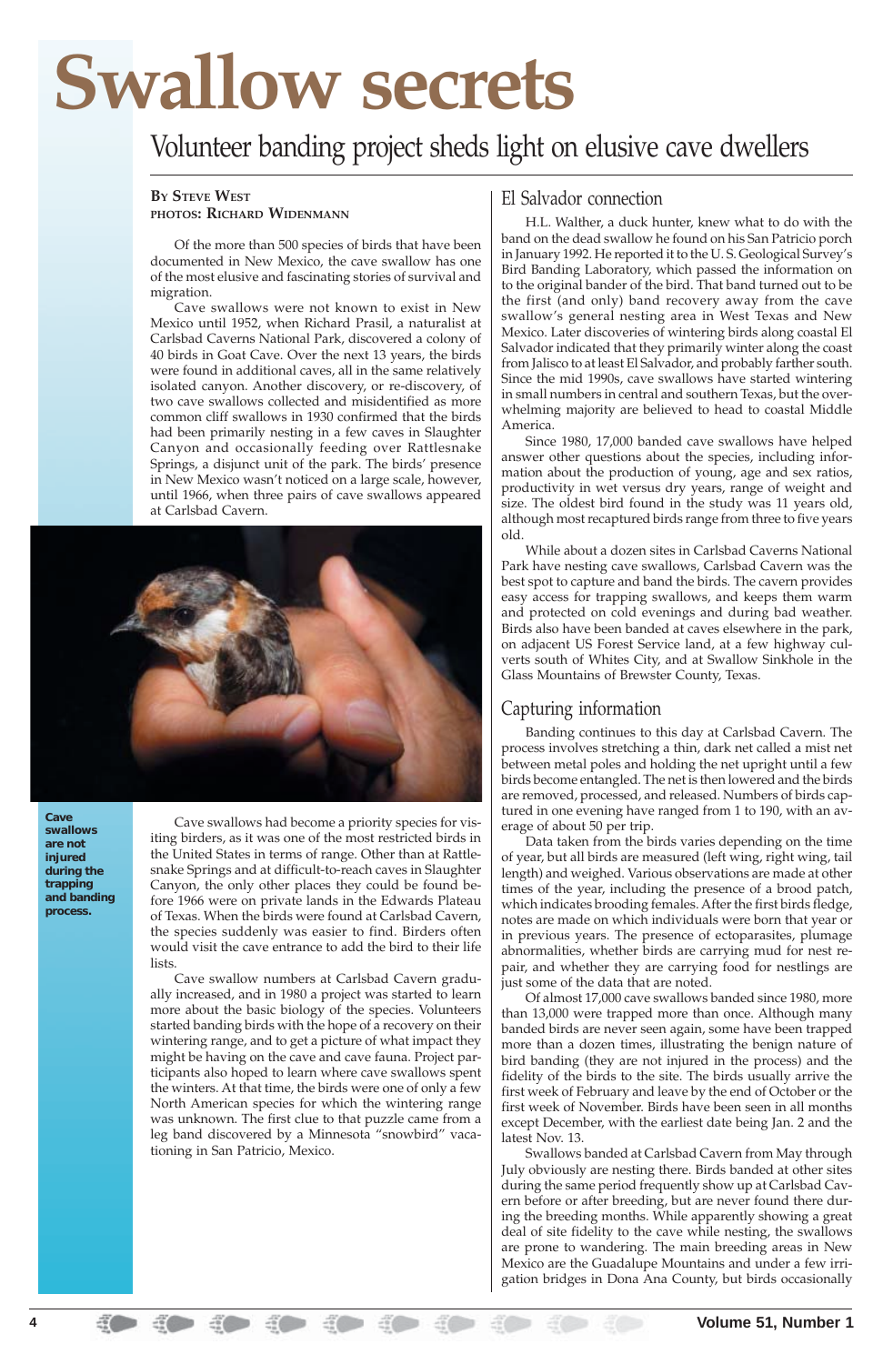# Swallow secrets

## Volunteer banding project sheds light on elusive cave dwellers

**By Steve West**
**Photos: Richard Widenmann**

Of the more than 500 species of birds that have been documented in New Mexico, the cave swallow has one of the most elusive and fascinating stories of survival and migration.

Cave swallows were not known to exist in New Mexico until 1952, when Richard Prasil, a naturalist at Carlsbad Caverns National Park, discovered a colony of 40 birds in Goat Cave. Over the next 13 years, the birds were found in additional caves, all in the same relatively isolated canyon. Another discovery, or re-discovery, of two cave swallows collected and misidentified as more common cliff swallows in 1930 confirmed that the birds had been primarily nesting in a few caves in Slaughter Canyon and occasionally feeding over Rattlesnake Springs, a disjunct unit of the park. The birds' presence in New Mexico wasn't noticed on a large scale, however, until 1966, when three pairs of cave swallows appeared at Carlsbad Cavern.

**Cave swallows are not injured during the trapping and banding process.**

Cave swallows had become a priority species for visiting birders, as it was one of the most restricted birds in the United States in terms of range. Other than at Rattlesnake Springs and at difficult-to-reach caves in Slaughter Canyon, the only other places they could be found before 1966 were on private lands in the Edwards Plateau of Texas. When the birds were found at Carlsbad Cavern, the species suddenly was easier to find. Birders often would visit the cave entrance to add the bird to their life lists.

Cave swallow numbers at Carlsbad Cavern gradually increased, and in 1980 a project was started to learn more about the basic biology of the species. Volunteers started banding birds with the hope of a recovery on their wintering range, and to get a picture of what impact they might be having on the cave and cave fauna. Project participants also hoped to learn where cave swallows spent the winters. At that time, the birds were one of only a few North American species for which the wintering range was unknown. The first clue to that puzzle came from a leg band discovered by a Minnesota "snowbird" vacationing in San Patricio, Mexico.

### El Salvador connection

H.L. Walther, a duck hunter, knew what to do with the band on the dead swallow he found on his San Patricio porch in January 1992. He reported it to the U. S. Geological Survey's Bird Banding Laboratory, which passed the information on to the original bander of the bird. That band turned out to be the first (and only) band recovery away from the cave swallow's general nesting area in West Texas and New Mexico. Later discoveries of wintering birds along coastal El Salvador indicated that they primarily winter along the coast from Jalisco to at least El Salvador, and probably farther south. Since the mid 1990s, cave swallows have started wintering in small numbers in central and southern Texas, but the overwhelming majority are believed to head to coastal Middle America.

Since 1980, 17,000 banded cave swallows have helped answer other questions about the species, including information about the production of young, age and sex ratios, productivity in wet versus dry years, range of weight and size. The oldest bird found in the study was 11 years old, although most recaptured birds range from three to five years old.

While about a dozen sites in Carlsbad Caverns National Park have nesting cave swallows, Carlsbad Cavern was the best spot to capture and band the birds. The cavern provides easy access for trapping swallows, and keeps them warm and protected on cold evenings and during bad weather. Birds also have been banded at caves elsewhere in the park, on adjacent US Forest Service land, at a few highway culverts south of Whites City, and at Swallow Sinkhole in the Glass Mountains of Brewster County, Texas.

### Capturing information

Banding continues to this day at Carlsbad Cavern. The process involves stretching a thin, dark net called a mist net between metal poles and holding the net upright until a few birds become entangled. The net is then lowered and the birds are removed, processed, and released. Numbers of birds captured in one evening have ranged from 1 to 190, with an average of about 50 per trip.

Data taken from the birds varies depending on the time of year, but all birds are measured (left wing, right wing, tail length) and weighed. Various observations are made at other times of the year, including the presence of a brood patch, which indicates brooding females. After the first birds fledge, notes are made on which individuals were born that year or in previous years. The presence of ectoparasites, plumage abnormalities, whether birds are carrying mud for nest repair, and whether they are carrying food for nestlings are just some of the data that are noted.

Of almost 17,000 cave swallows banded since 1980, more than 13,000 were trapped more than once. Although many banded birds are never seen again, some have been trapped more than a dozen times, illustrating the benign nature of bird banding (they are not injured in the process) and the fidelity of the birds to the site. The birds usually arrive the first week of February and leave by the end of October or the first week of November. Birds have been seen in all months except December, with the earliest date being Jan. 2 and the latest Nov. 13.

Swallows banded at Carlsbad Cavern from May through July obviously are nesting there. Birds banded at other sites during the same period frequently show up at Carlsbad Cavern before or after breeding, but are never found there during the breeding months. While apparently showing a great deal of site fidelity to the cave while nesting, the swallows are prone to wandering. The main breeding areas in New Mexico are the Guadalupe Mountains and under a few irrigation bridges in Dona Ana County, but birds occasionally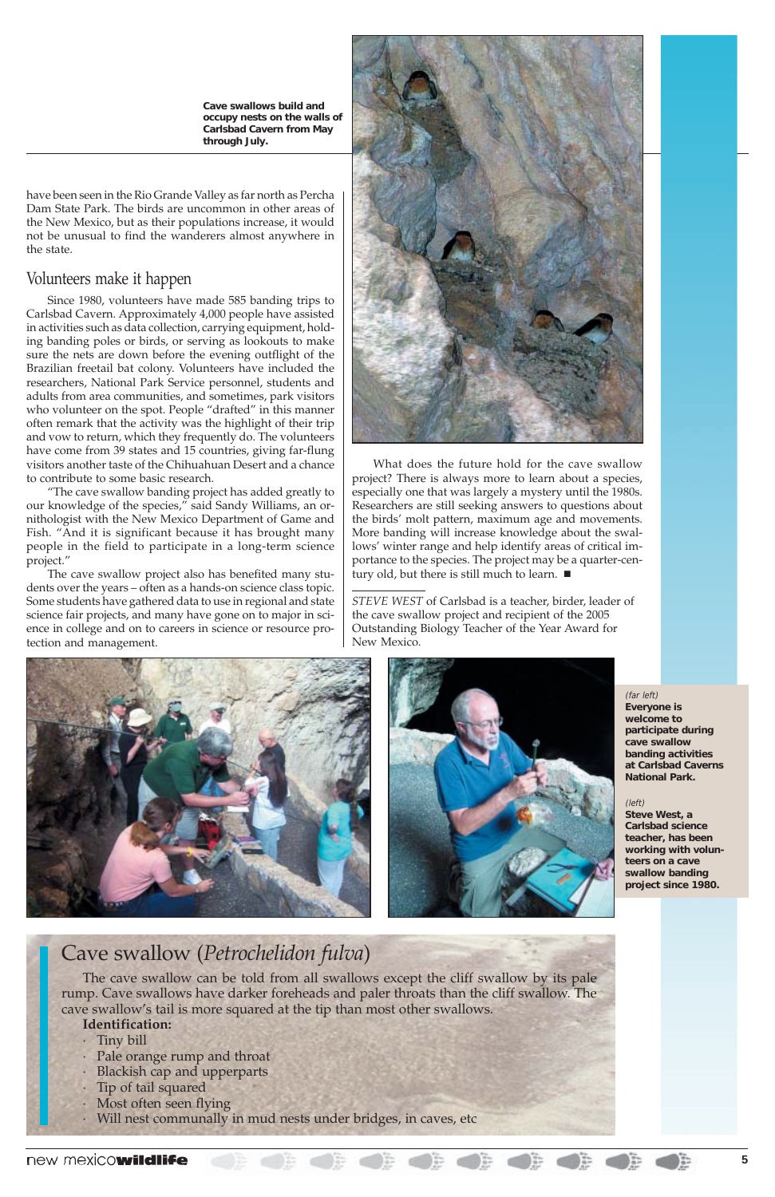Cave swallows build and occupy nests on the walls of Carlsbad Cavern from May through July.

have been seen in the Rio Grande Valley as far north as Percha Dam State Park. The birds are uncommon in other areas of the New Mexico, but as their populations increase, it would not be unusual to find the wanderers almost anywhere in the state.

## Volunteers make it happen

Since 1980, volunteers have made 585 banding trips to Carlsbad Cavern. Approximately 4,000 people have assisted in activities such as data collection, carrying equipment, holding banding poles or birds, or serving as lookouts to make sure the nets are down before the evening outflight of the Brazilian freetail bat colony. Volunteers have included the researchers, National Park Service personnel, students and adults from area communities, and sometimes, park visitors who volunteer on the spot. People "drafted" in this manner often remark that the activity was the highlight of their trip and vow to return, which they frequently do. The volunteers have come from 39 states and 15 countries, giving far-flung visitors another taste of the Chihuahuan Desert and a chance to contribute to some basic research.

"The cave swallow banding project has added greatly to our knowledge of the species," said Sandy Williams, an ornithologist with the New Mexico Department of Game and Fish. "And it is significant because it has brought many people in the field to participate in a long-term science project."

The cave swallow project also has benefited many students over the years – often as a hands-on science class topic. Some students have gathered data to use in regional and state science fair projects, and many have gone on to major in science in college and on to careers in science or resource protection and management.

What does the future hold for the cave swallow project? There is always more to learn about a species, especially one that was largely a mystery until the 1980s. Researchers are still seeking answers to questions about the birds' molt pattern, maximum age and movements. More banding will increase knowledge about the swallows' winter range and help identify areas of critical importance to the species. The project may be a quarter-century old, but there is still much to learn. ■

*STEVE WEST* of Carlsbad is a teacher, birder, leader of the cave swallow project and recipient of the 2005 Outstanding Biology Teacher of the Year Award for New Mexico.

*(far left)* **Everyone is welcome to participate during cave swallow banding activities at Carlsbad Caverns National Park.**

*(left)* **Steve West, a Carlsbad science teacher, has been working with volunteers on a cave swallow banding project since 1980.**

## Cave swallow (*Petrochelidon fulva*)

The cave swallow can be told from all swallows except the cliff swallow by its pale rump. Cave swallows have darker foreheads and paler throats than the cliff swallow. The cave swallow's tail is more squared at the tip than most other swallows.

**Identification:**

- Tiny bill
- Pale orange rump and throat
- Blackish cap and upperparts
- Tip of tail squared
- Most often seen flying
- Will nest communally in mud nests under bridges, in caves, etc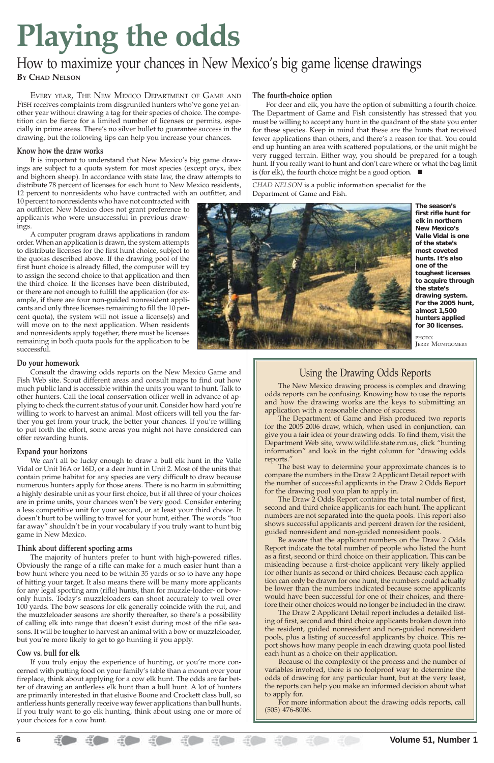# Playing the odds

## How to maximize your chances in New Mexico's big game license drawings

**By Chad Nelson**

Every year, The New Mexico Department of Game and Fish receives complaints from disgruntled hunters who've gone yet another year without drawing a tag for their species of choice. The competition can be fierce for a limited number of licenses or permits, especially in prime areas. There's no silver bullet to guarantee success in the drawing, but the following tips can help you increase your chances.

### Know how the draw works

It is important to understand that New Mexico's big game drawings are subject to a quota system for most species (except oryx, ibex and bighorn sheep). In accordance with state law, the draw attempts to distribute 78 percent of licenses for each hunt to New Mexico residents, 12 percent to nonresidents who have contracted with an outfitter, and 10 percent to nonresidents who have not contracted with an outfitter. New Mexico does not grant preference to applicants who were unsuccessful in previous drawings.

A computer program draws applications in random order. When an application is drawn, the system attempts to distribute licenses for the first hunt choice, subject to the quotas described above. If the drawing pool of the first hunt choice is already filled, the computer will try to assign the second choice to that application and then the third choice. If the licenses have been distributed, or there are not enough to fulfill the application (for example, if there are four non-guided nonresident applicants and only three licenses remaining to fill the 10 percent quota), the system will not issue a license(s) and will move on to the next application. When residents and nonresidents apply together, there must be licenses remaining in both quota pools for the application to be successful.

### Do your homework

Consult the drawing odds reports on the New Mexico Game and Fish Web site. Scout different areas and consult maps to find out how much public land is accessible within the units you want to hunt. Talk to other hunters. Call the local conservation officer well in advance of applying to check the current status of your unit. Consider how hard you're willing to work to harvest an animal. Most officers will tell you the farther you get from your truck, the better your chances. If you're willing to put forth the effort, some areas you might not have considered can offer rewarding hunts.

### Expand your horizons

We can't all be lucky enough to draw a bull elk hunt in the Valle Vidal or Unit 16A or 16D, or a deer hunt in Unit 2. Most of the units that contain prime habitat for any species are very difficult to draw because numerous hunters apply for those areas. There is no harm in submitting a highly desirable unit as your first choice, but if all three of your choices are in prime units, your chances won't be very good. Consider entering a less competitive unit for your second, or at least your third choice. It doesn't hurt to be willing to travel for your hunt, either. The words "too far away" shouldn't be in your vocabulary if you truly want to hunt big game in New Mexico.

### Think about different sporting arms

The majority of hunters prefer to hunt with high-powered rifles. Obviously the range of a rifle can make for a much easier hunt than a bow hunt where you need to be within 35 yards or so to have any hope of hitting your target. It also means there will be many more applicants for any legal sporting arm (rifle) hunts, than for muzzle-loader- or bow-only hunts. Today's muzzleloaders can shoot accurately to well over 100 yards. The bow seasons for elk generally coincide with the rut, and the muzzleloader seasons are shortly thereafter, so there's a possibility of calling elk into range that doesn't exist during most of the rifle seasons. It will be tougher to harvest an animal with a bow or muzzleloader, but you're more likely to get to go hunting if you apply.

### Cow vs. bull for elk

If you truly enjoy the experience of hunting, or you're more concerned with putting food on your family's table than a mount over your fireplace, think about applying for a cow elk hunt. The odds are far better of drawing an antlerless elk hunt than a bull hunt. A lot of hunters are primarily interested in that elusive Boone and Crockett class bull, so antlerless hunts generally receive way fewer applications than bull hunts. If you truly want to go elk hunting, think about using one or more of your choices for a cow hunt.

### The fourth-choice option

For deer and elk, you have the option of submitting a fourth choice. The Department of Game and Fish consistently has stressed that you must be willing to accept any hunt in the quadrant of the state you enter for these species. Keep in mind that these are the hunts that received fewer applications than others, and there's a reason for that. You could end up hunting an area with scattered populations, or the unit might be very rugged terrain. Either way, you should be prepared for a tough hunt. If you really want to hunt and don't care where or what the bag limit is (for elk), the fourth choice might be a good option. ■

*CHAD NELSON* is a public information specialist for the Department of Game and Fish.

**The season's first rifle hunt for elk in northern New Mexico's Valle Vidal is one of the state's most coveted hunts. It's also one of the toughest licenses to acquire through the state's drawing system. For the 2005 hunt, almost 1,500 hunters applied for 30 licenses.**

PHOTO: Jerry Montgomery

### Using the Drawing Odds Reports

The New Mexico drawing process is complex and drawing odds reports can be confusing. Knowing how to use the reports and how the drawing works are the keys to submitting an application with a reasonable chance of success.

The Department of Game and Fish produced two reports for the 2005-2006 draw, which, when used in conjunction, can give you a fair idea of your drawing odds. To find them, visit the Department Web site, www.wildlife.state.nm.us, click "hunting information" and look in the right column for "drawing odds reports."

The best way to determine your approximate chances is to compare the numbers in the Draw 2 Applicant Detail report with the number of successful applicants in the Draw 2 Odds Report for the drawing pool you plan to apply in.

The Draw 2 Odds Report contains the total number of first, second and third choice applicants for each hunt. The applicant numbers are not separated into the quota pools. This report also shows successful applicants and percent drawn for the resident, guided nonresident and non-guided nonresident pools.

Be aware that the applicant numbers on the Draw 2 Odds Report indicate the total number of people who listed the hunt as a first, second or third choice on their application. This can be misleading because a first-choice applicant very likely applied for other hunts as second or third choices. Because each application can only be drawn for one hunt, the numbers could actually be lower than the numbers indicated because some applicants would have been successful for one of their choices, and therefore their other choices would no longer be included in the draw.

The Draw 2 Applicant Detail report includes a detailed listing of first, second and third choice applicants broken down into the resident, guided nonresident and non-guided nonresident pools, plus a listing of successful applicants by choice. This report shows how many people in each drawing quota pool listed each hunt as a choice on their application.

Because of the complexity of the process and the number of variables involved, there is no foolproof way to determine the odds of drawing for any particular hunt, but at the very least, the reports can help you make an informed decision about what to apply for.

For more information about the drawing odds reports, call (505) 476-8006.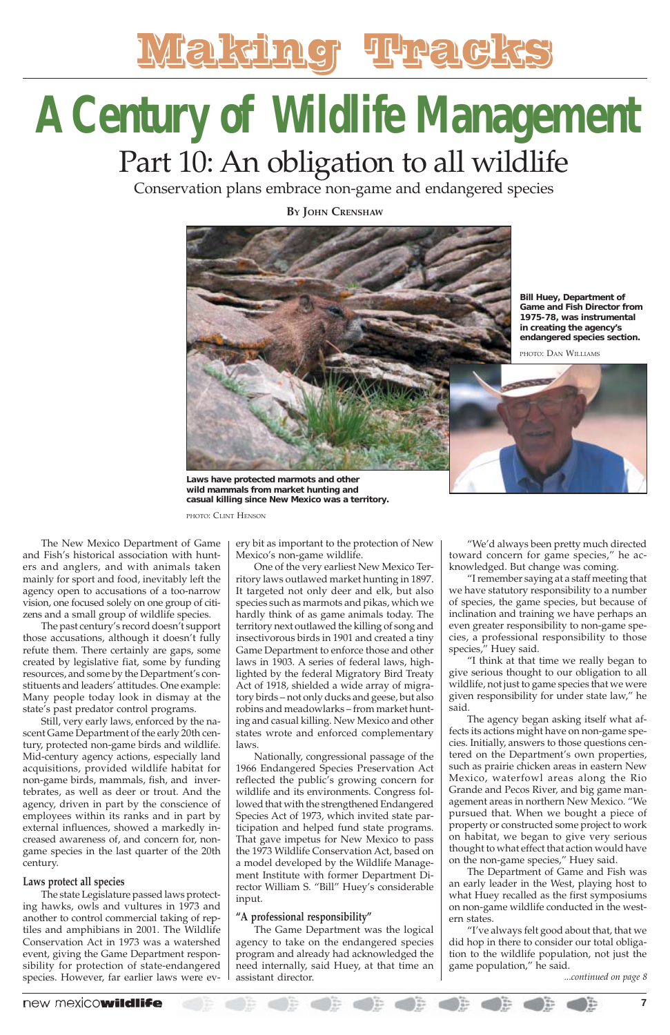# Making Tracks

# A Century of Wildlife Management

## Part 10: An obligation to all wildlife

Conservation plans embrace non-game and endangered species

**By John Crenshaw**

**Laws have protected marmots and other wild mammals from market hunting and casual killing since New Mexico was a territory.**

PHOTO: CLINT HENSON

**Bill Huey, Department of Game and Fish Director from 1975-78, was instrumental in creating the agency's endangered species section.**

PHOTO: DAN WILLIAMS

The New Mexico Department of Game and Fish's historical association with hunters and anglers, and with animals taken mainly for sport and food, inevitably left the agency open to accusations of a too-narrow vision, one focused solely on one group of citizens and a small group of wildlife species.

The past century's record doesn't support those accusations, although it doesn't fully refute them. There certainly are gaps, some created by legislative fiat, some by funding resources, and some by the Department's constituents and leaders' attitudes. One example: Many people today look in dismay at the state's past predator control programs.

Still, very early laws, enforced by the nascent Game Department of the early 20th century, protected non-game birds and wildlife. Mid-century agency actions, especially land acquisitions, provided wildlife habitat for non-game birds, mammals, fish, and invertebrates, as well as deer or trout. And the agency, driven in part by the conscience of employees within its ranks and in part by external influences, showed a markedly increased awareness of, and concern for, non-game species in the last quarter of the 20th century.

### Laws protect all species

The state Legislature passed laws protecting hawks, owls and vultures in 1973 and another to control commercial taking of reptiles and amphibians in 2001. The Wildlife Conservation Act in 1973 was a watershed event, giving the Game Department responsibility for protection of state-endangered species. However, far earlier laws were every bit as important to the protection of New Mexico's non-game wildlife.

One of the very earliest New Mexico Territory laws outlawed market hunting in 1897. It targeted not only deer and elk, but also species such as marmots and pikas, which we hardly think of as game animals today. The territory next outlawed the killing of song and insectivorous birds in 1901 and created a tiny Game Department to enforce those and other laws in 1903. A series of federal laws, highlighted by the federal Migratory Bird Treaty Act of 1918, shielded a wide array of migratory birds – not only ducks and geese, but also robins and meadowlarks – from market hunting and casual killing. New Mexico and other states wrote and enforced complementary laws.

Nationally, congressional passage of the 1966 Endangered Species Preservation Act reflected the public's growing concern for wildlife and its environments. Congress followed that with the strengthened Endangered Species Act of 1973, which invited state participation and helped fund state programs. That gave impetus for New Mexico to pass the 1973 Wildlife Conservation Act, based on a model developed by the Wildlife Management Institute with former Department Director William S. "Bill" Huey's considerable input.

### "A professional responsibility"

The Game Department was the logical agency to take on the endangered species program and already had acknowledged the need internally, said Huey, at that time an assistant director.

"We'd always been pretty much directed toward concern for game species," he acknowledged. But change was coming.

"I remember saying at a staff meeting that we have statutory responsibility to a number of species, the game species, but because of inclination and training we have perhaps an even greater responsibility to non-game species, a professional responsibility to those species," Huey said.

"I think at that time we really began to give serious thought to our obligation to all wildlife, not just to game species that we were given responsibility for under state law," he said.

The agency began asking itself what affects its actions might have on non-game species. Initially, answers to those questions centered on the Department's own properties, such as prairie chicken areas in eastern New Mexico, waterfowl areas along the Rio Grande and Pecos River, and big game management areas in northern New Mexico. "We pursued that. When we bought a piece of property or constructed some project to work on habitat, we began to give very serious thought to what effect that action would have on the non-game species," Huey said.

The Department of Game and Fish was an early leader in the West, playing host to what Huey recalled as the first symposiums on non-game wildlife conducted in the western states.

"I've always felt good about that, that we did hop in there to consider our total obligation to the wildlife population, not just the game population," he said.

*...continued on page 8*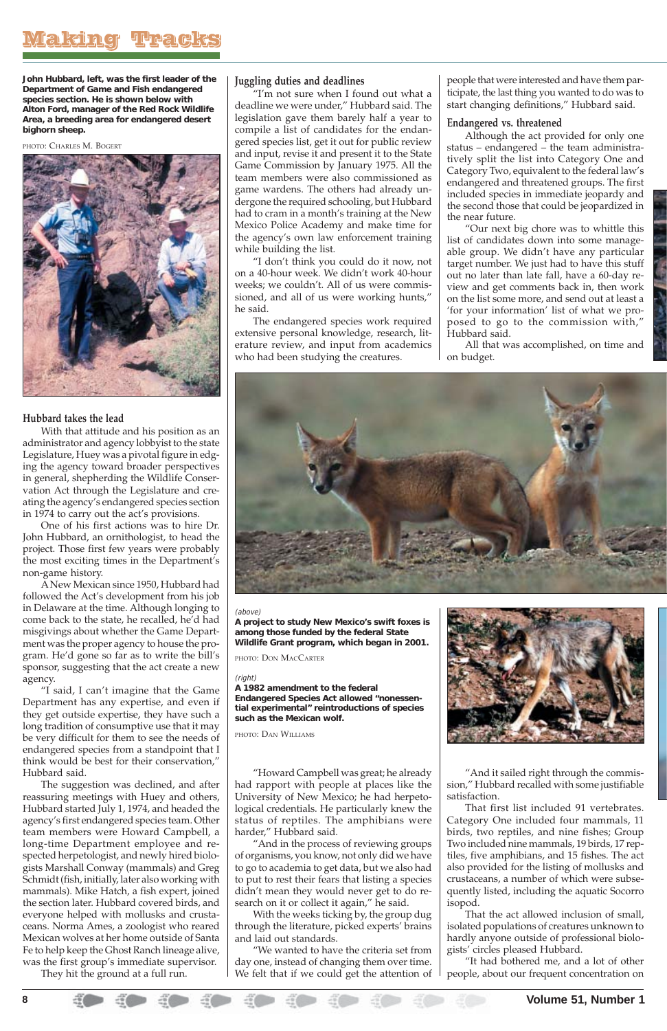John Hubbard, left, was the first leader of the Department of Game and Fish endangered species section. He is shown below with Alton Ford, manager of the Red Rock Wildlife Area, a breeding area for endangered desert bighorn sheep.

PHOTO: CHARLES M. BOGERT

### Hubbard takes the lead

With that attitude and his position as an administrator and agency lobbyist to the state Legislature, Huey was a pivotal figure in edging the agency toward broader perspectives in general, shepherding the Wildlife Conservation Act through the Legislature and creating the agency's endangered species section in 1974 to carry out the act's provisions.

One of his first actions was to hire Dr. John Hubbard, an ornithologist, to head the project. Those first few years were probably the most exciting times in the Department's non-game history.

A New Mexican since 1950, Hubbard had followed the Act's development from his job in Delaware at the time. Although longing to come back to the state, he recalled, he'd had misgivings about whether the Game Department was the proper agency to house the program. He'd gone so far as to write the bill's sponsor, suggesting that the act create a new agency.

"I said, I can't imagine that the Game Department has any expertise, and even if they get outside expertise, they have such a long tradition of consumptive use that it may be very difficult for them to see the needs of endangered species from a standpoint that I think would be best for their conservation," Hubbard said.

The suggestion was declined, and after reassuring meetings with Huey and others, Hubbard started July 1, 1974, and headed the agency's first endangered species team. Other team members were Howard Campbell, a long-time Department employee and respected herpetologist, and newly hired biologists Marshall Conway (mammals) and Greg Schmidt (fish, initially, later also working with mammals). Mike Hatch, a fish expert, joined the section later. Hubbard covered birds, and everyone helped with mollusks and crustaceans. Norma Ames, a zoologist who reared Mexican wolves at her home outside of Santa Fe to help keep the Ghost Ranch lineage alive, was the first group's immediate supervisor.

They hit the ground at a full run.

### Juggling duties and deadlines

"I'm not sure when I found out what a deadline we were under," Hubbard said. The legislation gave them barely half a year to compile a list of candidates for the endangered species list, get it out for public review and input, revise it and present it to the State Game Commission by January 1975. All the team members were also commissioned as game wardens. The others had already undergone the required schooling, but Hubbard had to cram in a month's training at the New Mexico Police Academy and make time for the agency's own law enforcement training while building the list.

"I don't think you could do it now, not on a 40-hour week. We didn't work 40-hour weeks; we couldn't. All of us were commissioned, and all of us were working hunts," he said.

The endangered species work required extensive personal knowledge, research, literature review, and input from academics who had been studying the creatures.

"Howard Campbell was great; he already had rapport with people at places like the University of New Mexico; he had herpetological credentials. He particularly knew the status of reptiles. The amphibians were harder," Hubbard said.

"And in the process of reviewing groups of organisms, you know, not only did we have to go to academia to get data, but we also had to put to rest their fears that listing a species didn't mean they would never get to do research on it or collect it again," he said.

With the weeks ticking by, the group dug through the literature, picked experts' brains and laid out standards.

"We wanted to have the criteria set from day one, instead of changing them over time. We felt that if we could get the attention of people that were interested and have them participate, the last thing you wanted to do was to start changing definitions," Hubbard said.

### Endangered vs. threatened

Although the act provided for only one status – endangered – the team administratively split the list into Category One and Category Two, equivalent to the federal law's endangered and threatened groups. The first included species in immediate jeopardy and the second those that could be jeopardized in the near future.

"Our next big chore was to whittle this list of candidates down into some manageable group. We didn't have any particular target number. We just had to have this stuff out no later than late fall, have a 60-day review and get comments back in, then work on the list some more, and send out at least a 'for your information' list of what we proposed to go to the commission with," Hubbard said.

All that was accomplished, on time and on budget.

*(above)*
**A project to study New Mexico's swift foxes is among those funded by the federal State Wildlife Grant program, which began in 2001.**

PHOTO: DON MACCARTER

*(right)*
**A 1982 amendment to the federal Endangered Species Act allowed "nonessential experimental" reintroductions of species such as the Mexican wolf.**

PHOTO: DAN WILLIAMS

"And it sailed right through the commission," Hubbard recalled with some justifiable satisfaction.

That first list included 91 vertebrates. Category One included four mammals, 11 birds, two reptiles, and nine fishes; Group Two included nine mammals, 19 birds, 17 reptiles, five amphibians, and 15 fishes. The act also provided for the listing of mollusks and crustaceans, a number of which were subsequently listed, including the aquatic Socorro isopod.

That the act allowed inclusion of small, isolated populations of creatures unknown to hardly anyone outside of professional biologists' circles pleased Hubbard.

"It had bothered me, and a lot of other people, about our frequent concentration on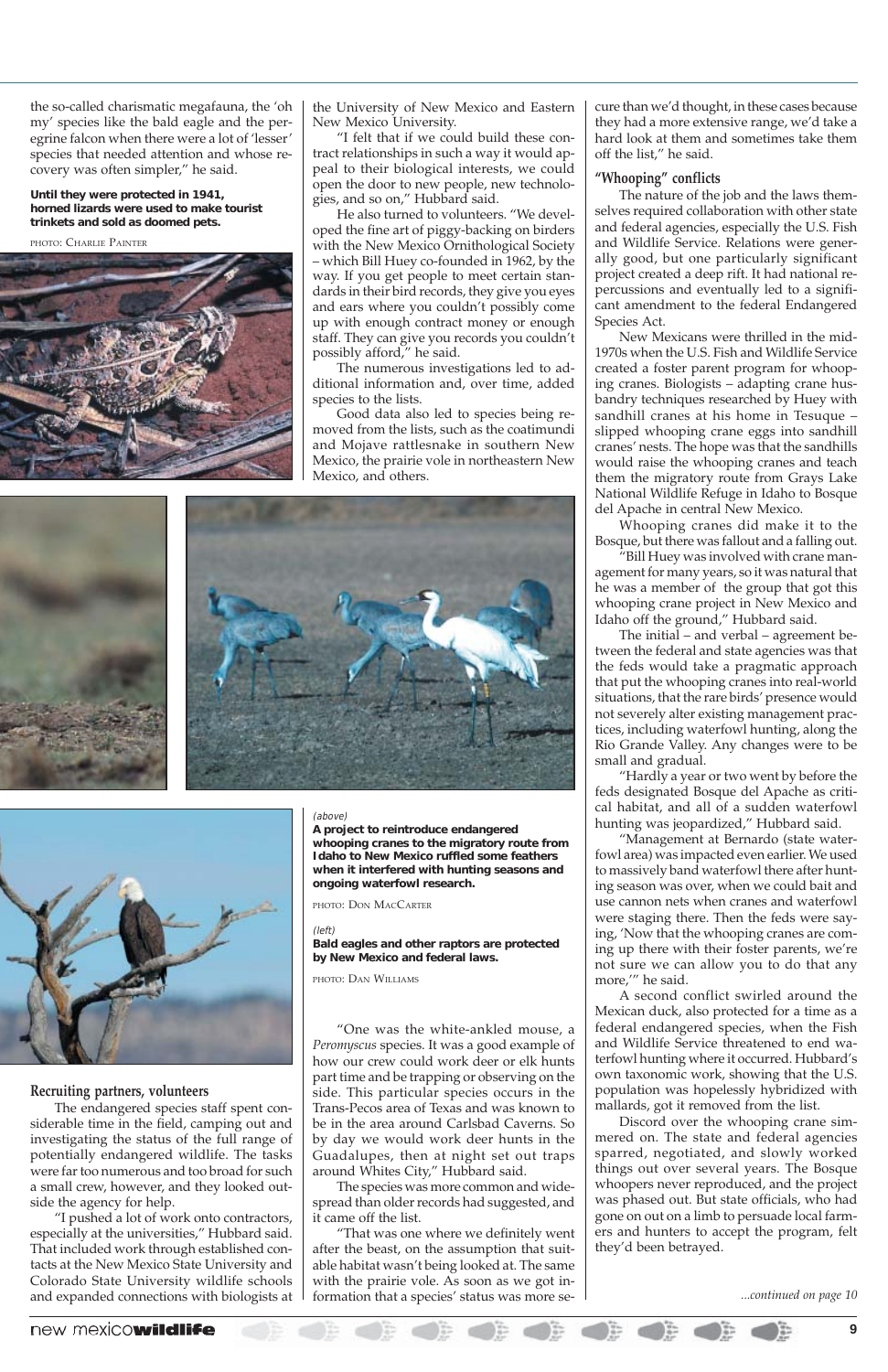the so-called charismatic megafauna, the 'oh my' species like the bald eagle and the peregrine falcon when there were a lot of 'lesser' species that needed attention and whose recovery was often simpler," he said.

**Until they were protected in 1941, horned lizards were used to make tourist trinkets and sold as doomed pets.**

PHOTO: CHARLIE PAINTER

(above)
**A project to reintroduce endangered whooping cranes to the migratory route from Idaho to New Mexico ruffled some feathers when it interfered with hunting seasons and ongoing waterfowl research.**

PHOTO: DON MACCARTER

(left)
**Bald eagles and other raptors are protected by New Mexico and federal laws.**

PHOTO: DAN WILLIAMS

### Recruiting partners, volunteers

The endangered species staff spent considerable time in the field, camping out and investigating the status of the full range of potentially endangered wildlife. The tasks were far too numerous and too broad for such a small crew, however, and they looked outside the agency for help.

"I pushed a lot of work onto contractors, especially at the universities," Hubbard said. That included work through established contacts at the New Mexico State University and Colorado State University wildlife schools and expanded connections with biologists at the University of New Mexico and Eastern New Mexico University.

"I felt that if we could build these contract relationships in such a way it would appeal to their biological interests, we could open the door to new people, new technologies, and so on," Hubbard said.

He also turned to volunteers. "We developed the fine art of piggy-backing on birders with the New Mexico Ornithological Society – which Bill Huey co-founded in 1962, by the way. If you get people to meet certain standards in their bird records, they give you eyes and ears where you couldn't possibly come up with enough contract money or enough staff. They can give you records you couldn't possibly afford," he said.

The numerous investigations led to additional information and, over time, added species to the lists.

Good data also led to species being removed from the lists, such as the coatimundi and Mojave rattlesnake in southern New Mexico, the prairie vole in northeastern New Mexico, and others.

"One was the white-ankled mouse, a *Peromyscus* species. It was a good example of how our crew could work deer or elk hunts part time and be trapping or observing on the side. This particular species occurs in the Trans-Pecos area of Texas and was known to be in the area around Carlsbad Caverns. So by day we would work deer hunts in the Guadalupes, then at night set out traps around Whites City," Hubbard said.

The species was more common and widespread than older records had suggested, and it came off the list.

"That was one where we definitely went after the beast, on the assumption that suitable habitat wasn't being looked at. The same with the prairie vole. As soon as we got information that a species' status was more secure than we'd thought, in these cases because they had a more extensive range, we'd take a hard look at them and sometimes take them off the list," he said.

### "Whooping" conflicts

The nature of the job and the laws themselves required collaboration with other state and federal agencies, especially the U.S. Fish and Wildlife Service. Relations were generally good, but one particularly significant project created a deep rift. It had national repercussions and eventually led to a significant amendment to the federal Endangered Species Act.

New Mexicans were thrilled in the mid-1970s when the U.S. Fish and Wildlife Service created a foster parent program for whooping cranes. Biologists – adapting crane husbandry techniques researched by Huey with sandhill cranes at his home in Tesuque – slipped whooping crane eggs into sandhill cranes' nests. The hope was that the sandhills would raise the whooping cranes and teach them the migratory route from Grays Lake National Wildlife Refuge in Idaho to Bosque del Apache in central New Mexico.

Whooping cranes did make it to the Bosque, but there was fallout and a falling out.

"Bill Huey was involved with crane management for many years, so it was natural that he was a member of the group that got this whooping crane project in New Mexico and Idaho off the ground," Hubbard said.

The initial – and verbal – agreement between the federal and state agencies was that the feds would take a pragmatic approach that put the whooping cranes into real-world situations, that the rare birds' presence would not severely alter existing management practices, including waterfowl hunting, along the Rio Grande Valley. Any changes were to be small and gradual.

"Hardly a year or two went by before the feds designated Bosque del Apache as critical habitat, and all of a sudden waterfowl hunting was jeopardized," Hubbard said.

"Management at Bernardo (state waterfowl area) was impacted even earlier. We used to massively band waterfowl there after hunting season was over, when we could bait and use cannon nets when cranes and waterfowl were staging there. Then the feds were saying, 'Now that the whooping cranes are coming up there with their foster parents, we're not sure we can allow you to do that any more,'" he said.

A second conflict swirled around the Mexican duck, also protected for a time as a federal endangered species, when the Fish and Wildlife Service threatened to end waterfowl hunting where it occurred. Hubbard's own taxonomic work, showing that the U.S. population was hopelessly hybridized with mallards, got it removed from the list.

Discord over the whooping crane simmered on. The state and federal agencies sparred, negotiated, and slowly worked things out over several years. The Bosque whoopers never reproduced, and the project was phased out. But state officials, who had gone on out on a limb to persuade local farmers and hunters to accept the program, felt they'd been betrayed.

*...continued on page 10*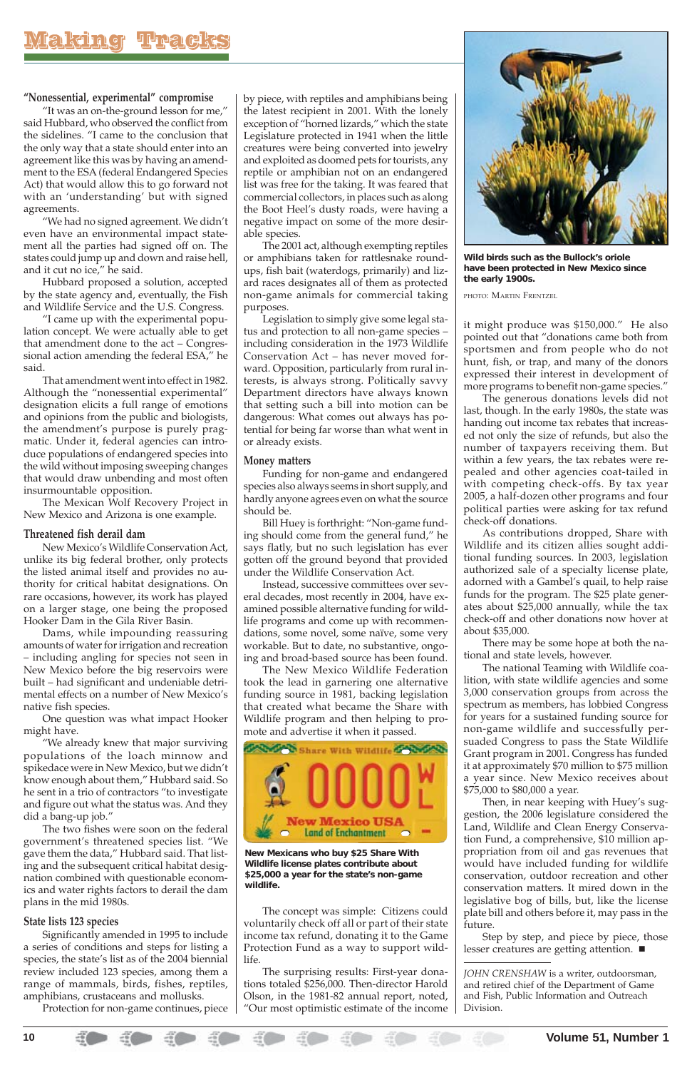## "Nonessential, experimental" compromise

"It was an on-the-ground lesson for me," said Hubbard, who observed the conflict from the sidelines. "I came to the conclusion that the only way that a state should enter into an agreement like this was by having an amendment to the ESA (federal Endangered Species Act) that would allow this to go forward not with an 'understanding' but with signed agreements.

"We had no signed agreement. We didn't even have an environmental impact statement all the parties had signed off on. The states could jump up and down and raise hell, and it cut no ice," he said.

Hubbard proposed a solution, accepted by the state agency and, eventually, the Fish and Wildlife Service and the U.S. Congress.

"I came up with the experimental population concept. We were actually able to get that amendment done to the act – Congressional action amending the federal ESA," he said.

That amendment went into effect in 1982. Although the "nonessential experimental" designation elicits a full range of emotions and opinions from the public and biologists, the amendment's purpose is purely pragmatic. Under it, federal agencies can introduce populations of endangered species into the wild without imposing sweeping changes that would draw unbending and most often insurmountable opposition.

The Mexican Wolf Recovery Project in New Mexico and Arizona is one example.

## Threatened fish derail dam

New Mexico's Wildlife Conservation Act, unlike its big federal brother, only protects the listed animal itself and provides no authority for critical habitat designations. On rare occasions, however, its work has played on a larger stage, one being the proposed Hooker Dam in the Gila River Basin.

Dams, while impounding reassuring amounts of water for irrigation and recreation – including angling for species not seen in New Mexico before the big reservoirs were built – had significant and undeniable detrimental effects on a number of New Mexico's native fish species.

One question was what impact Hooker might have.

"We already knew that major surviving populations of the loach minnow and spikedace were in New Mexico, but we didn't know enough about them," Hubbard said. So he sent in a trio of contractors "to investigate and figure out what the status was. And they did a bang-up job."

The two fishes were soon on the federal government's threatened species list. "We gave them the data," Hubbard said. That listing and the subsequent critical habitat designation combined with questionable economics and water rights factors to derail the dam plans in the mid 1980s.

## State lists 123 species

Significantly amended in 1995 to include a series of conditions and steps for listing a species, the state's list as of the 2004 biennial review included 123 species, among them a range of mammals, birds, fishes, reptiles, amphibians, crustaceans and mollusks.

Protection for non-game continues, piece by piece, with reptiles and amphibians being the latest recipient in 2001. With the lonely exception of "horned lizards," which the state Legislature protected in 1941 when the little creatures were being converted into jewelry and exploited as doomed pets for tourists, any reptile or amphibian not on an endangered list was free for the taking. It was feared that commercial collectors, in places such as along the Boot Heel's dusty roads, were having a negative impact on some of the more desirable species.

The 2001 act, although exempting reptiles or amphibians taken for rattlesnake roundups, fish bait (waterdogs, primarily) and lizard races designates all of them as protected non-game animals for commercial taking purposes.

Legislation to simply give some legal status and protection to all non-game species – including consideration in the 1973 Wildlife Conservation Act – has never moved forward. Opposition, particularly from rural interests, is always strong. Politically savvy Department directors have always known that setting such a bill into motion can be dangerous: What comes out always has potential for being far worse than what went in or already exists.

## Money matters

Funding for non-game and endangered species also always seems in short supply, and hardly anyone agrees even on what the source should be.

Bill Huey is forthright: "Non-game funding should come from the general fund," he says flatly, but no such legislation has ever gotten off the ground beyond that provided under the Wildlife Conservation Act.

Instead, successive committees over several decades, most recently in 2004, have examined possible alternative funding for wildlife programs and come up with recommendations, some novel, some naïve, some very workable. But to date, no substantive, ongoing and broad-based source has been found.

The New Mexico Wildlife Federation took the lead in garnering one alternative funding source in 1981, backing legislation that created what became the Share with Wildlife program and then helping to promote and advertise it when it passed.

**New Mexicans who buy $25 Share With Wildlife license plates contribute about $25,000 a year for the state's non-game wildlife.**

The concept was simple: Citizens could voluntarily check off all or part of their state income tax refund, donating it to the Game Protection Fund as a way to support wildlife.

The surprising results: First-year donations totaled $256,000. Then-director Harold Olson, in the 1981-82 annual report, noted, "Our most optimistic estimate of the income it might produce was $150,000." He also pointed out that "donations came both from sportsmen and from people who do not hunt, fish, or trap, and many of the donors expressed their interest in development of more programs to benefit non-game species."

The generous donations levels did not last, though. In the early 1980s, the state was handing out income tax rebates that increased not only the size of refunds, but also the number of taxpayers receiving them. But within a few years, the tax rebates were repealed and other agencies coat-tailed in with competing check-offs. By tax year 2005, a half-dozen other programs and four political parties were asking for tax refund check-off donations.

As contributions dropped, Share with Wildlife and its citizen allies sought additional funding sources. In 2003, legislation authorized sale of a specialty license plate, adorned with a Gambel's quail, to help raise funds for the program. The $25 plate generates about $25,000 annually, while the tax check-off and other donations now hover at about $35,000.

There may be some hope at both the national and state levels, however.

The national Teaming with Wildlife coalition, with state wildlife agencies and some 3,000 conservation groups from across the spectrum as members, has lobbied Congress for years for a sustained funding source for non-game wildlife and successfully persuaded Congress to pass the State Wildlife Grant program in 2001. Congress has funded it at approximately $70 million to $75 million a year since. New Mexico receives about $75,000 to $80,000 a year.

Then, in near keeping with Huey's suggestion, the 2006 legislature considered the Land, Wildlife and Clean Energy Conservation Fund, a comprehensive, $10 million appropriation from oil and gas revenues that would have included funding for wildlife conservation, outdoor recreation and other conservation matters. It mired down in the legislative bog of bills, but, like the license plate bill and others before it, may pass in the future.

Step by step, and piece by piece, those lesser creatures are getting attention. ■

*JOHN CRENSHAW is a writer, outdoorsman, and retired chief of the Department of Game and Fish, Public Information and Outreach Division.*

**Wild birds such as the Bullock's oriole have been protected in New Mexico since the early 1900s.**

PHOTO: MARTIN FRENTZEL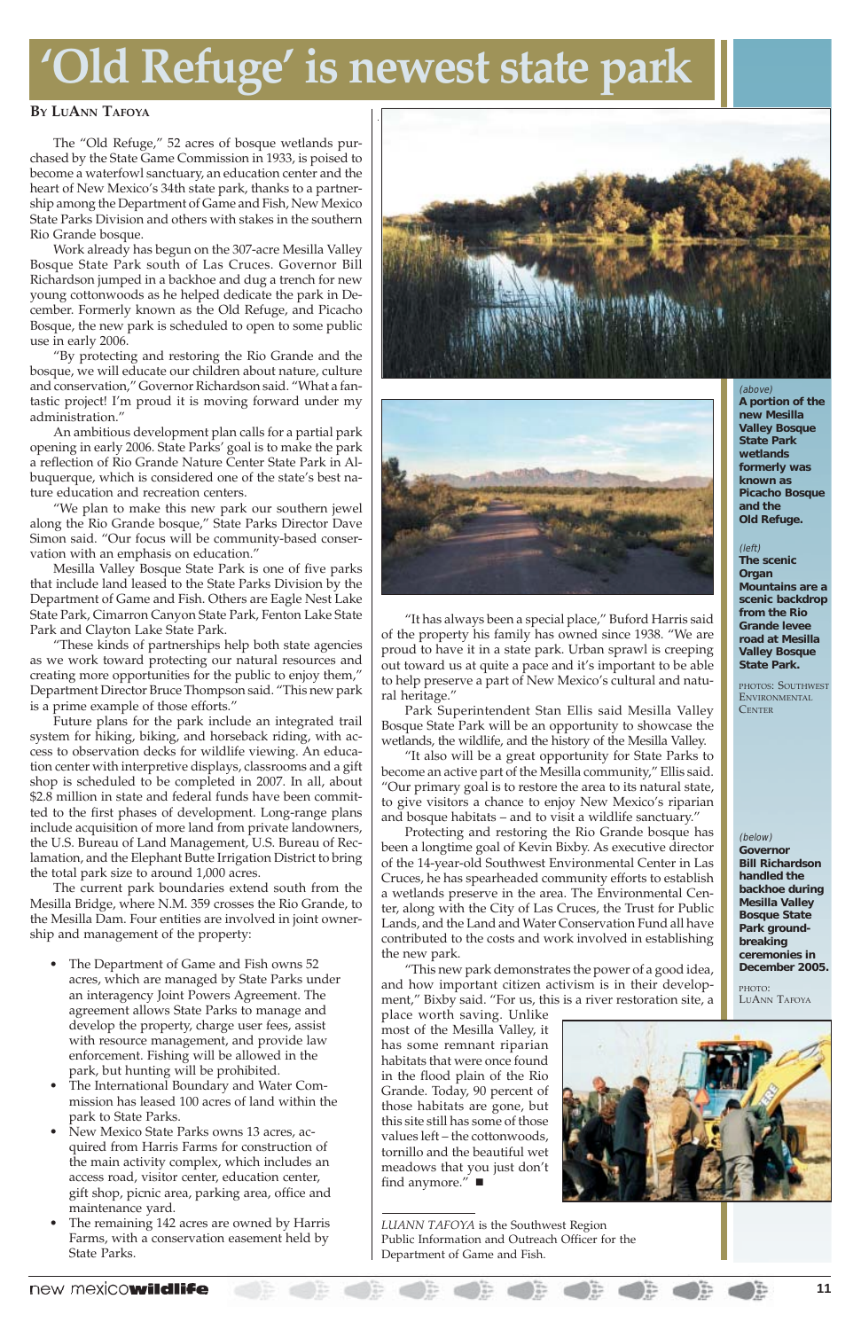# 'Old Refuge' is newest state park

**By LuAnn Tafoya**

The "Old Refuge," 52 acres of bosque wetlands purchased by the State Game Commission in 1933, is poised to become a waterfowl sanctuary, an education center and the heart of New Mexico's 34th state park, thanks to a partnership among the Department of Game and Fish, New Mexico State Parks Division and others with stakes in the southern Rio Grande bosque.

Work already has begun on the 307-acre Mesilla Valley Bosque State Park south of Las Cruces. Governor Bill Richardson jumped in a backhoe and dug a trench for new young cottonwoods as he helped dedicate the park in December. Formerly known as the Old Refuge, and Picacho Bosque, the new park is scheduled to open to some public use in early 2006.

"By protecting and restoring the Rio Grande and the bosque, we will educate our children about nature, culture and conservation," Governor Richardson said. "What a fantastic project! I'm proud it is moving forward under my administration."

An ambitious development plan calls for a partial park opening in early 2006. State Parks' goal is to make the park a reflection of Rio Grande Nature Center State Park in Albuquerque, which is considered one of the state's best nature education and recreation centers.

"We plan to make this new park our southern jewel along the Rio Grande bosque," State Parks Director Dave Simon said. "Our focus will be community-based conservation with an emphasis on education."

Mesilla Valley Bosque State Park is one of five parks that include land leased to the State Parks Division by the Department of Game and Fish. Others are Eagle Nest Lake State Park, Cimarron Canyon State Park, Fenton Lake State Park and Clayton Lake State Park.

"These kinds of partnerships help both state agencies as we work toward protecting our natural resources and creating more opportunities for the public to enjoy them," Department Director Bruce Thompson said. "This new park is a prime example of those efforts."

Future plans for the park include an integrated trail system for hiking, biking, and horseback riding, with access to observation decks for wildlife viewing. An education center with interpretive displays, classrooms and a gift shop is scheduled to be completed in 2007. In all, about $2.8 million in state and federal funds have been committed to the first phases of development. Long-range plans include acquisition of more land from private landowners, the U.S. Bureau of Land Management, U.S. Bureau of Reclamation, and the Elephant Butte Irrigation District to bring the total park size to around 1,000 acres.

The current park boundaries extend south from the Mesilla Bridge, where N.M. 359 crosses the Rio Grande, to the Mesilla Dam. Four entities are involved in joint ownership and management of the property:

- The Department of Game and Fish owns 52 acres, which are managed by State Parks under an interagency Joint Powers Agreement. The agreement allows State Parks to manage and develop the property, charge user fees, assist with resource management, and provide law enforcement. Fishing will be allowed in the park, but hunting will be prohibited.
- The International Boundary and Water Commission has leased 100 acres of land within the park to State Parks.
- New Mexico State Parks owns 13 acres, acquired from Harris Farms for construction of the main activity complex, which includes an access road, visitor center, education center, gift shop, picnic area, parking area, office and maintenance yard.
- The remaining 142 acres are owned by Harris Farms, with a conservation easement held by State Parks.

"It has always been a special place," Buford Harris said of the property his family has owned since 1938. "We are proud to have it in a state park. Urban sprawl is creeping out toward us at quite a pace and it's important to be able to help preserve a part of New Mexico's cultural and natural heritage."

Park Superintendent Stan Ellis said Mesilla Valley Bosque State Park will be an opportunity to showcase the wetlands, the wildlife, and the history of the Mesilla Valley.

"It also will be a great opportunity for State Parks to become an active part of the Mesilla community," Ellis said. "Our primary goal is to restore the area to its natural state, to give visitors a chance to enjoy New Mexico's riparian and bosque habitats – and to visit a wildlife sanctuary."

Protecting and restoring the Rio Grande bosque has been a longtime goal of Kevin Bixby. As executive director of the 14-year-old Southwest Environmental Center in Las Cruces, he has spearheaded community efforts to establish a wetlands preserve in the area. The Environmental Center, along with the City of Las Cruces, the Trust for Public Lands, and the Land and Water Conservation Fund all have contributed to the costs and work involved in establishing the new park.

"This new park demonstrates the power of a good idea, and how important citizen activism is in their development," Bixby said. "For us, this is a river restoration site, a place worth saving. Unlike most of the Mesilla Valley, it has some remnant riparian habitats that were once found in the flood plain of the Rio Grande. Today, 90 percent of those habitats are gone, but this site still has some of those values left – the cottonwoods, tornillo and the beautiful wet meadows that you just don't find anymore." ■

*(above)* **A portion of the new Mesilla Valley Bosque State Park wetlands formerly was known as Picacho Bosque and the Old Refuge.**

*(left)* **The scenic Organ Mountains are a scenic backdrop from the Rio Grande levee road at Mesilla Valley Bosque State Park.**

Photos: Southwest Environmental Center

*(below)* **Governor Bill Richardson handled the backhoe during Mesilla Valley Bosque State Park groundbreaking ceremonies in December 2005.**

Photo: LuAnn Tafoya

*LuAnn Tafoya* is the Southwest Region Public Information and Outreach Officer for the Department of Game and Fish.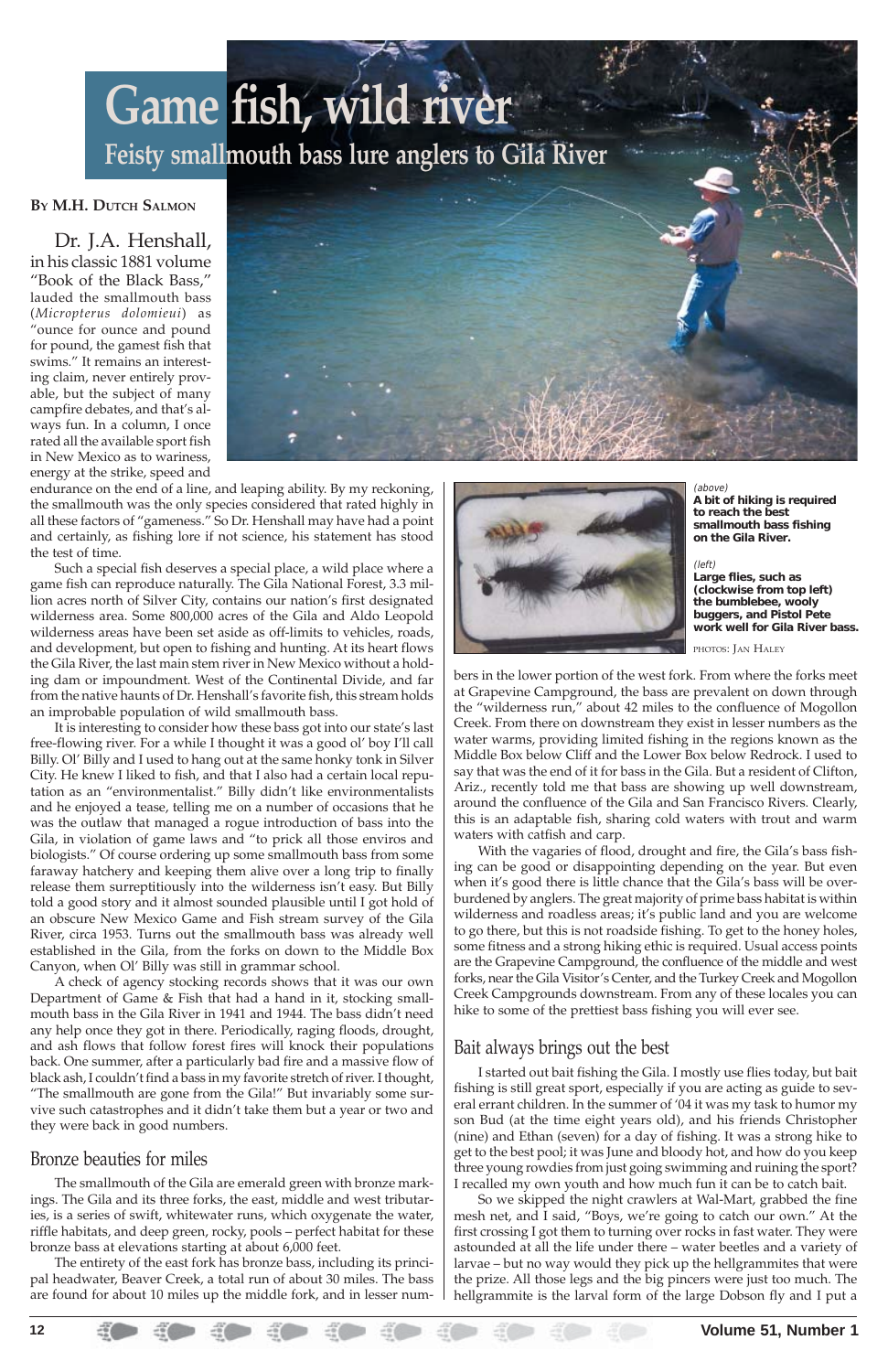# Game fish, wild river

## Feisty smallmouth bass lure anglers to Gila River

**BY M.H. DUTCH SALMON**

Dr. J.A. Henshall, in his classic 1881 volume "Book of the Black Bass," lauded the smallmouth bass (*Micropterus dolomieui*) as "ounce for ounce and pound for pound, the gamest fish that swims." It remains an interesting claim, never entirely provable, but the subject of many campfire debates, and that's always fun. In a column, I once rated all the available sport fish in New Mexico as to wariness, energy at the strike, speed and endurance on the end of a line, and leaping ability. By my reckoning, the smallmouth was the only species considered that rated highly in all these factors of "gameness." So Dr. Henshall may have had a point and certainly, as fishing lore if not science, his statement has stood the test of time.

Such a special fish deserves a special place, a wild place where a game fish can reproduce naturally. The Gila National Forest, 3.3 million acres north of Silver City, contains our nation's first designated wilderness area. Some 800,000 acres of the Gila and Aldo Leopold wilderness areas have been set aside as off-limits to vehicles, roads, and development, but open to fishing and hunting. At its heart flows the Gila River, the last main stem river in New Mexico without a holding dam or impoundment. West of the Continental Divide, and far from the native haunts of Dr. Henshall's favorite fish, this stream holds an improbable population of wild smallmouth bass.

It is interesting to consider how these bass got into our state's last free-flowing river. For a while I thought it was a good ol' boy I'll call Billy. Ol' Billy and I used to hang out at the same honky tonk in Silver City. He knew I liked to fish, and that I also had a certain local reputation as an "environmentalist." Billy didn't like environmentalists and he enjoyed a tease, telling me on a number of occasions that he was the outlaw that managed a rogue introduction of bass into the Gila, in violation of game laws and "to prick all those enviros and biologists." Of course ordering up some smallmouth bass from some faraway hatchery and keeping them alive over a long trip to finally release them surreptitiously into the wilderness isn't easy. But Billy told a good story and it almost sounded plausible until I got hold of an obscure New Mexico Game and Fish stream survey of the Gila River, circa 1953. Turns out the smallmouth bass was already well established in the Gila, from the forks on down to the Middle Box Canyon, when Ol' Billy was still in grammar school.

A check of agency stocking records shows that it was our own Department of Game & Fish that had a hand in it, stocking smallmouth bass in the Gila River in 1941 and 1944. The bass didn't need any help once they got in there. Periodically, raging floods, drought, and ash flows that follow forest fires will knock their populations back. One summer, after a particularly bad fire and a massive flow of black ash, I couldn't find a bass in my favorite stretch of river. I thought, "The smallmouth are gone from the Gila!" But invariably some survive such catastrophes and it didn't take them but a year or two and they were back in good numbers.

### Bronze beauties for miles

The smallmouth of the Gila are emerald green with bronze markings. The Gila and its three forks, the east, middle and west tributaries, is a series of swift, whitewater runs, which oxygenate the water, riffle habitats, and deep green, rocky, pools – perfect habitat for these bronze bass at elevations starting at about 6,000 feet.

The entirety of the east fork has bronze bass, including its principal headwater, Beaver Creek, a total run of about 30 miles. The bass are found for about 10 miles up the middle fork, and in lesser numbers in the lower portion of the west fork. From where the forks meet at Grapevine Campground, the bass are prevalent on down through the "wilderness run," about 42 miles to the confluence of Mogollon Creek. From there on downstream they exist in lesser numbers as the water warms, providing limited fishing in the regions known as the Middle Box below Cliff and the Lower Box below Redrock. I used to say that was the end of it for bass in the Gila. But a resident of Clifton, Ariz., recently told me me that bass are showing up well downstream, around the confluence of the Gila and San Francisco Rivers. Clearly, this is an adaptable fish, sharing cold waters with trout and warm waters with catfish and carp.

With the vagaries of flood, drought and fire, the Gila's bass fishing can be good or disappointing depending on the year. But even when it's good there is little chance that the Gila's bass will be overburdened by anglers. The great majority of prime bass habitat is within wilderness and roadless areas; it's public land and you are welcome to go there, but this is not roadside fishing. To get to the honey holes, some fitness and a strong hiking ethic is required. Usual access points are the Grapevine Campground, the confluence of the middle and west forks, near the Gila Visitor's Center, and the Turkey Creek and Mogollon Creek Campgrounds downstream. From any of these locales you can hike to some of the prettiest bass fishing you will ever see.

*(above)*
**A bit of hiking is required to reach the best smallmouth bass fishing on the Gila River.**

*(left)*
**Large flies, such as (clockwise from top left) the bumblebee, wooly buggers, and Pistol Pete work well for Gila River bass.**

PHOTOS: JAN HALEY

### Bait always brings out the best

I started out bait fishing the Gila. I mostly use flies today, but bait fishing is still great sport, especially if you are acting as guide to several errant children. In the summer of '04 it was my task to humor my son Bud (at the time eight years old), and his friends Christopher (nine) and Ethan (seven) for a day of fishing. It was a strong hike to get to the best pool; it was June and bloody hot, and how do you keep three young rowdies from just going swimming and ruining the sport? I recalled my own youth and how much fun it can be to catch bait.

So we skipped the night crawlers at Wal-Mart, grabbed the fine mesh net, and I said, "Boys, we're going to catch our own." At the first crossing I got them to turning over rocks in fast water. They were astounded at all the life under there – water beetles and a variety of larvae – but no way would they pick up the hellgrammites that were the prize. All those legs and the big pincers were just too much. The hellgrammite is the larval form of the large Dobson fly and I put a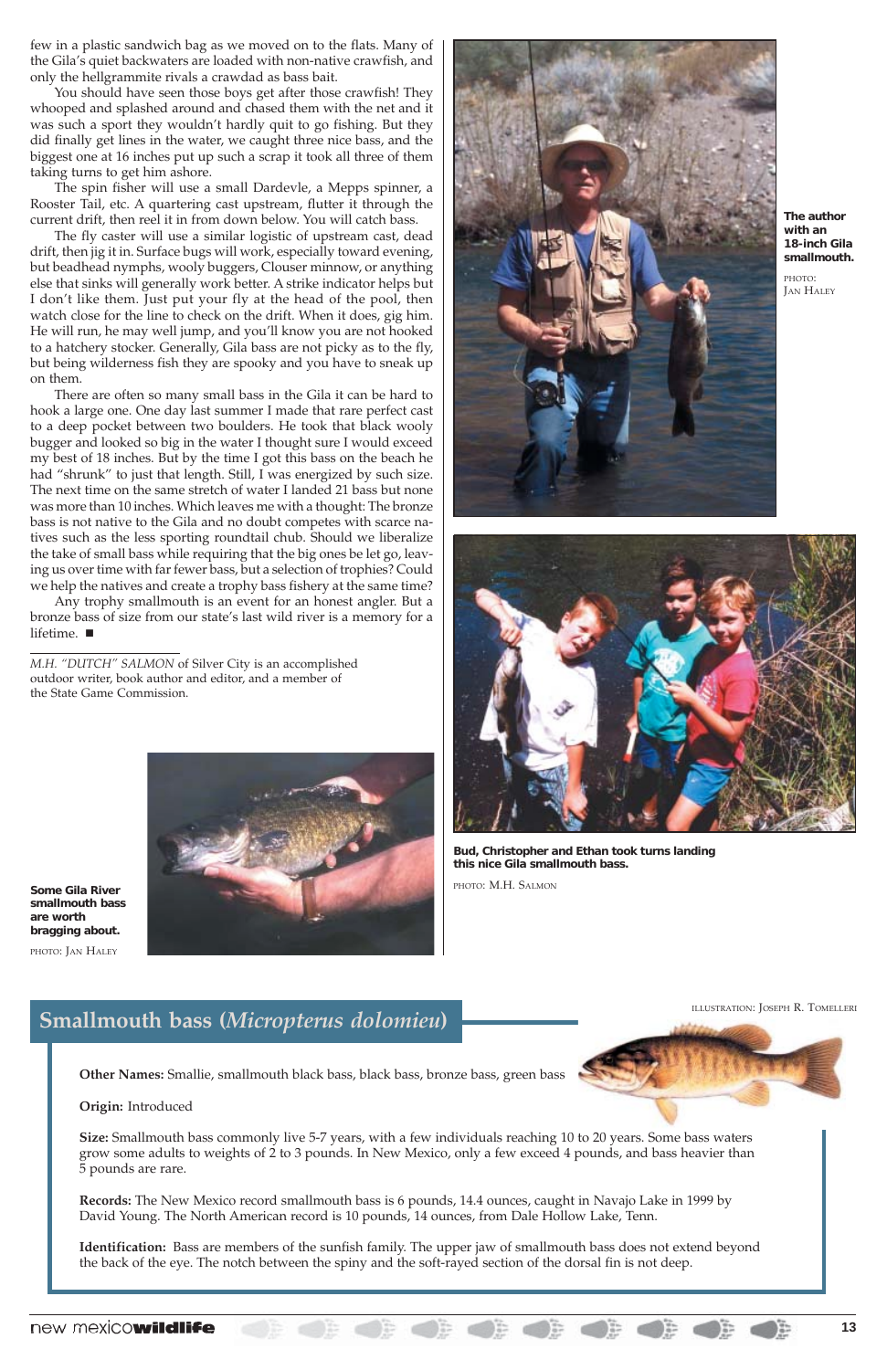few in a plastic sandwich bag as we moved on to the flats. Many of the Gila's quiet backwaters are loaded with non-native crawfish, and only the hellgrammite rivals a crawdad as bass bait.

You should have seen those boys get after those crawfish! They whooped and splashed around and chased them with the net and it was such a sport they wouldn't hardly quit to go fishing. But they did finally get lines in the water, we caught three nice bass, and the biggest one at 16 inches put up such a scrap it took all three of them taking turns to get him ashore.

The spin fisher will use a small Dardevle, a Mepps spinner, a Rooster Tail, etc. A quartering cast upstream, flutter it through the current drift, then reel it in from down below. You will catch bass.

The fly caster will use a similar logistic of upstream cast, dead drift, then jig it in. Surface bugs will work, especially toward evening, but beadhead nymphs, wooly buggers, Clouser minnow, or anything else that sinks will generally work better. A strike indicator helps but I don't like them. Just put your fly at the head of the pool, then watch close for the line to check on the drift. When it does, gig him. He will run, he may well jump, and you'll know you are not hooked to a hatchery stocker. Generally, Gila bass are not picky as to the fly, but being wilderness fish they are spooky and you have to sneak up on them.

There are often so many small bass in the Gila it can be hard to hook a large one. One day last summer I made that rare perfect cast to a deep pocket between two boulders. He took that black wooly bugger and looked so big in the water I thought sure I would exceed my best of 18 inches. But by the time I got this bass on the beach he had "shrunk" to just that length. Still, I was energized by such size. The next time on the same stretch of water I landed 21 bass but none was more than 10 inches. Which leaves me with a thought: The bronze bass is not native to the Gila and no doubt competes with scarce natives such as the less sporting roundtail chub. Should we liberalize the take of small bass while requiring that the big ones be let go, leaving us over time with far fewer bass, but a selection of trophies? Could we help the natives and create a trophy bass fishery at the same time?

Any trophy smallmouth is an event for an honest angler. But a bronze bass of size from our state's last wild river is a memory for a lifetime. ■

*M.H. "DUTCH" SALMON* of Silver City is an accomplished outdoor writer, book author and editor, and a member of the State Game Commission.

**The author with an 18-inch Gila smallmouth.**

PHOTO: JAN HALEY

**Bud, Christopher and Ethan took turns landing this nice Gila smallmouth bass.**

PHOTO: M.H. SALMON

**Some Gila River smallmouth bass are worth bragging about.**

PHOTO: JAN HALEY

## Smallmouth bass (*Micropterus dolomieu*)

ILLUSTRATION: JOSEPH R. TOMELLERI

**Other Names:** Smallie, smallmouth black bass, black bass, bronze bass, green bass

**Origin:** Introduced

**Size:** Smallmouth bass commonly live 5-7 years, with a few individuals reaching 10 to 20 years. Some bass waters grow some adults to weights of 2 to 3 pounds. In New Mexico, only a few exceed 4 pounds, and bass heavier than 5 pounds are rare.

**Records:** The New Mexico record smallmouth bass is 6 pounds, 14.4 ounces, caught in Navajo Lake in 1999 by David Young. The North American record is 10 pounds, 14 ounces, from Dale Hollow Lake, Tenn.

**Identification:** Bass are members of the sunfish family. The upper jaw of smallmouth bass does not extend beyond the back of the eye. The notch between the spiny and the soft-rayed section of the dorsal fin is not deep.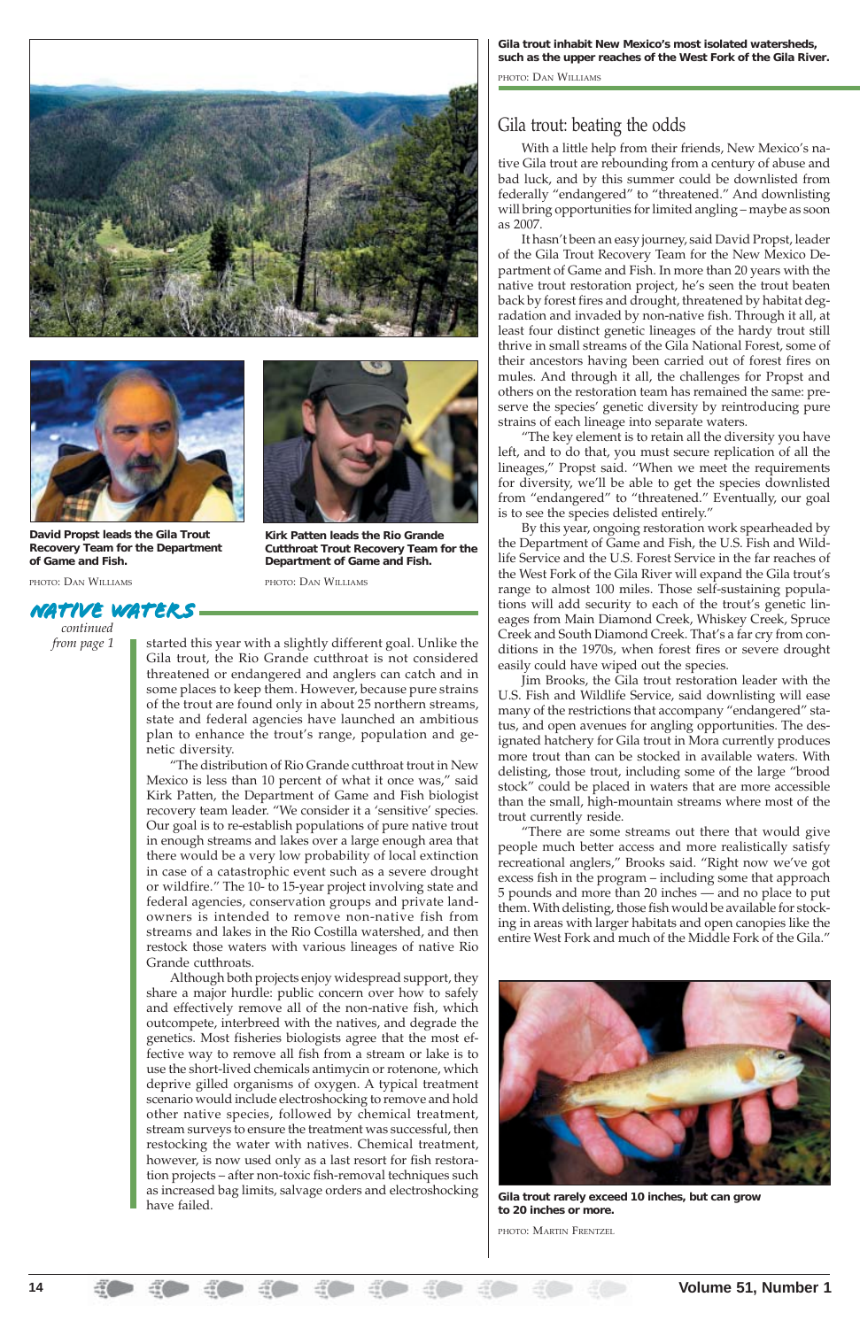Gila trout inhabit New Mexico's most isolated watersheds, such as the upper reaches of the West Fork of the Gila River.

PHOTO: DAN WILLIAMS

David Propst leads the Gila Trout Recovery Team for the Department of Game and Fish.

PHOTO: DAN WILLIAMS

Kirk Patten leads the Rio Grande Cutthroat Trout Recovery Team for the Department of Game and Fish.

PHOTO: DAN WILLIAMS

## NATIVE WATERS

*continued from page 1*

started this year with a slightly different goal. Unlike the Gila trout, the Rio Grande cutthroat is not considered threatened or endangered and anglers can catch and in some places to keep them. However, because pure strains of the trout are found only in about 25 northern streams, state and federal agencies have launched an ambitious plan to enhance the trout's range, population and genetic diversity.

"The distribution of Rio Grande cutthroat trout in New Mexico is less than 10 percent of what it once was," said Kirk Patten, the Department of Game and Fish biologist recovery team leader. "We consider it a 'sensitive' species. Our goal is to re-establish populations of pure native trout in enough streams and lakes over a large enough area that there would be a very low probability of local extinction in case of a catastrophic event such as a severe drought or wildfire." The 10- to 15-year project involving state and federal agencies, conservation groups and private landowners is intended to remove non-native fish from streams and lakes in the Rio Costilla watershed, and then restock those waters with various lineages of native Rio Grande cutthroats.

Although both projects enjoy widespread support, they share a major hurdle: public concern over how to safely and effectively remove all of the non-native fish, which outcompete, interbreed with the natives, and degrade the genetics. Most fisheries biologists agree that the most effective way to remove all fish from a stream or lake is to use the short-lived chemicals antimycin or rotenone, which deprive gilled organisms of oxygen. A typical treatment scenario would include electroshocking to remove and hold other native species, followed by chemical treatment, stream surveys to ensure the treatment was successful, then restocking the water with natives. Chemical treatment, however, is now used only as a last resort for fish restoration projects – after non-toxic fish-removal techniques such as increased bag limits, salvage orders and electroshocking have failed.

## Gila trout: beating the odds

With a little help from their friends, New Mexico's native Gila trout are rebounding from a century of abuse and bad luck, and by this summer could be downlisted from federally "endangered" to "threatened." And downlisting will bring opportunities for limited angling – maybe as soon as 2007.

It hasn't been an easy journey, said David Propst, leader of the Gila Trout Recovery Team for the New Mexico Department of Game and Fish. In more than 20 years with the native trout restoration project, he's seen the trout beaten back by forest fires and drought, threatened by habitat degradation and invaded by non-native fish. Through it all, at least four distinct genetic lineages of the hardy trout still thrive in small streams of the Gila National Forest, some of their ancestors having been carried out of forest fires on mules. And through it all, the challenges for Propst and others on the restoration team has remained the same: preserve the species' genetic diversity by reintroducing pure strains of each lineage into separate waters.

"The key element is to retain all the diversity you have left, and to do that, you must secure replication of all the lineages," Propst said. "When we meet the requirements for diversity, we'll be able to get the species downlisted from "endangered" to "threatened." Eventually, our goal is to see the species delisted entirely."

By this year, ongoing restoration work spearheaded by the Department of Game and Fish, the U.S. Fish and Wildlife Service and the U.S. Forest Service in the far reaches of the West Fork of the Gila River will expand the Gila trout's range to almost 100 miles. Those self-sustaining populations will add security to each of the trout's genetic lineages from Main Diamond Creek, Whiskey Creek, Spruce Creek and South Diamond Creek. That's a far cry from conditions in the 1970s, when forest fires or severe drought easily could have wiped out the species.

Jim Brooks, the Gila trout restoration leader with the U.S. Fish and Wildlife Service, said downlisting will ease many of the restrictions that accompany "endangered" status, and open avenues for angling opportunities. The designated hatchery for Gila trout in Mora currently produces more trout than can be stocked in available waters. With delisting, those trout, including some of the large "brood stock" could be placed in waters that are more accessible than the small, high-mountain streams where most of the trout currently reside.

"There are some streams out there that would give people much better access and more realistically satisfy recreational anglers," Brooks said. "Right now we've got excess fish in the program – including some that approach 5 pounds and more than 20 inches — and no place to put them. With delisting, those fish would be available for stocking in areas with larger habitats and open canopies like the entire West Fork and much of the Middle Fork of the Gila."

Gila trout rarely exceed 10 inches, but can grow to 20 inches or more.

PHOTO: MARTIN FRENTZEL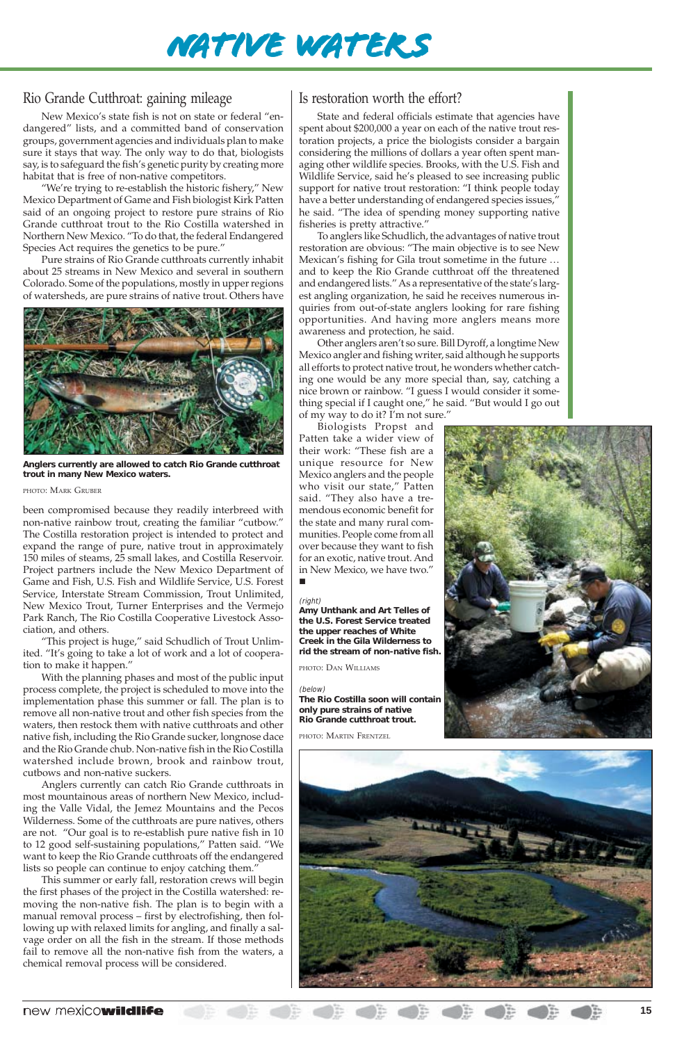# NATIVE WATERS

## Rio Grande Cutthroat: gaining mileage

New Mexico's state fish is not on state or federal "endangered" lists, and a committed band of conservation groups, government agencies and individuals plan to make sure it stays that way. The only way to do that, biologists say, is to safeguard the fish's genetic purity by creating more habitat that is free of non-native competitors.

"We're trying to re-establish the historic fishery," New Mexico Department of Game and Fish biologist Kirk Patten said of an ongoing project to restore pure strains of Rio Grande cutthroat trout to the Rio Costilla watershed in Northern New Mexico. "To do that, the federal Endangered Species Act requires the genetics to be pure."

Pure strains of Rio Grande cutthroats currently inhabit about 25 streams in New Mexico and several in southern Colorado. Some of the populations, mostly in upper regions of watersheds, are pure strains of native trout. Others have been compromised because they readily interbreed with non-native rainbow trout, creating the familiar "cutbow." The Costilla restoration project is intended to protect and expand the range of pure, native trout in approximately 150 miles of steams, 25 small lakes, and Costilla Reservoir. Project partners include the New Mexico Department of Game and Fish, U.S. Fish and Wildlife Service, U.S. Forest Service, Interstate Stream Commission, Trout Unlimited, New Mexico Trout, Turner Enterprises and the Vermejo Park Ranch, The Rio Costilla Cooperative Livestock Association, and others.

**Anglers currently are allowed to catch Rio Grande cutthroat trout in many New Mexico waters.**

PHOTO: MARK GRUBER

"This project is huge," said Schudlich of Trout Unlimited. "It's going to take a lot of work and a lot of cooperation to make it happen."

With the planning phases and most of the public input process complete, the project is scheduled to move into the implementation phase this summer or fall. The plan is to remove all non-native trout and other fish species from the waters, then restock them with native cutthroats and other native fish, including the Rio Grande sucker, longnose dace and the Rio Grande chub. Non-native fish in the Rio Costilla watershed include brown, brook and rainbow trout, cutbows and non-native suckers.

Anglers currently can catch Rio Grande cutthroats in most mountainous areas of northern New Mexico, including the Valle Vidal, the Jemez Mountains and the Pecos Wilderness. Some of the cutthroats are pure natives, others are not. "Our goal is to re-establish pure native fish in 10 to 12 good self-sustaining populations," Patten said. "We want to keep the Rio Grande cutthroats off the endangered lists so people can continue to enjoy catching them."

This summer or early fall, restoration crews will begin the first phases of the project in the Costilla watershed: removing the non-native fish. The plan is to begin with a manual removal process – first by electrofishing, then following up with relaxed limits for angling, and finally a salvage order on all the fish in the stream. If those methods fail to remove all the non-native fish from the waters, a chemical removal process will be considered.

## Is restoration worth the effort?

State and federal officials estimate that agencies have spent about $200,000 a year on each of the native trout restoration projects, a price the biologists consider a bargain considering the millions of dollars a year often spent managing other wildlife species. Brooks, with the U.S. Fish and Wildlife Service, said he's pleased to see increasing public support for native trout restoration: "I think people today have a better understanding of endangered species issues," he said. "The idea of spending money supporting native fisheries is pretty attractive."

To anglers like Schudlich, the advantages of native trout restoration are obvious: "The main objective is to see New Mexican's fishing for Gila trout sometime in the future … and to keep the Rio Grande cutthroat off the threatened and endangered lists." As a representative of the state's largest angling organization, he said he receives numerous inquiries from out-of-state anglers looking for rare fishing opportunities. And having more anglers means more awareness and protection, he said.

Other anglers aren't so sure. Bill Dyroff, a longtime New Mexico angler and fishing writer, said although he supports all efforts to protect native trout, he wonders whether catching one would be any more special than, say, catching a nice brown or rainbow. "I guess I would consider it something special if I caught one," he said. "But would I go out of my way to do it? I'm not sure."

Biologists Propst and Patten take a wider view of their work: "These fish are a unique resource for New Mexico anglers and the people who visit our state," Patten said. "They also have a tremendous economic benefit for the state and many rural communities. People come from all over because they want to fish for an exotic, native trout. And in New Mexico, we have two." ■

*(right)*
**Amy Unthank and Art Telles of the U.S. Forest Service treated the upper reaches of White Creek in the Gila Wilderness to rid the stream of non-native fish.**

PHOTO: DAN WILLIAMS

*(below)*
**The Rio Costilla soon will contain only pure strains of native Rio Grande cutthroat trout.**

PHOTO: MARTIN FRENTZEL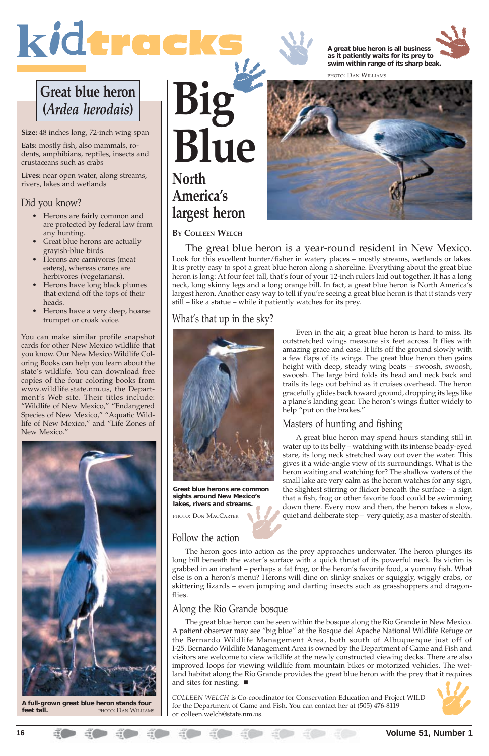# kidtracks

## Great blue heron (*Ardea herodais*)

**Size:** 48 inches long, 72-inch wing span

**Eats:** mostly fish, also mammals, rodents, amphibians, reptiles, insects and crustaceans such as crabs

**Lives:** near open water, along streams, rivers, lakes and wetlands

### Did you know?

- Herons are fairly common and are protected by federal law from any hunting.
- Great blue herons are actually grayish-blue birds.
- Herons are carnivores (meat eaters), whereas cranes are herbivores (vegetarians).
- Herons have long black plumes that extend off the tops of their heads.
- Herons have a very deep, hoarse trumpet or croak voice.

You can make similar profile snapshot cards for other New Mexico wildlife that you know. Our New Mexico Wildlife Coloring Books can help you learn about the state's wildlife. You can download free copies of the four coloring books from www.wildlife.state.nm.us, the Department's Web site. Their titles include: "Wildlife of New Mexico," "Endangered Species of New Mexico," "Aquatic Wildlife of New Mexico," and "Life Zones of New Mexico."

**A full-grown great blue heron stands four feet tall.** PHOTO: DAN WILLIAMS

# Big Blue

## North America's largest heron

**A great blue heron is all business as it patiently waits for its prey to swim within range of its sharp beak.**

PHOTO: DAN WILLIAMS

BY COLLEEN WELCH

The great blue heron is a year-round resident in New Mexico. Look for this excellent hunter/fisher in watery places – mostly streams, wetlands or lakes. It is pretty easy to spot a great blue heron along a shoreline. Everything about the great blue heron is long: At four feet tall, that's four of your 12-inch rulers laid out together. It has a long neck, long skinny legs and a long orange bill. In fact, a great blue heron is North America's largest heron. Another easy way to tell if you're seeing a great blue heron is that it stands very still – like a statue – while it patiently watches for its prey.

### What's that up in the sky?

**Great blue herons are common sights around New Mexico's lakes, rivers and streams.**

PHOTO: DON MACCARTER

Even in the air, a great blue heron is hard to miss. Its outstretched wings measure six feet across. It flies with amazing grace and ease. It lifts off the ground slowly with a few flaps of its wings. The great blue heron then gains height with deep, steady wing beats – swoosh, swoosh, swoosh. The large bird folds its head and neck back and trails its legs out behind as it cruises overhead. The heron gracefully glides back toward ground, dropping its legs like a plane's landing gear. The heron's wings flutter widely to help "put on the brakes."

### Masters of hunting and fishing

A great blue heron may spend hours standing still in water up to its belly – watching with its intense beady-eyed stare, its long neck stretched way out over the water. This gives it a wide-angle view of its surroundings. What is the heron waiting and watching for? The shallow waters of the small lake are very calm as the heron watches for any sign, the slightest stirring or flicker beneath the surface – a sign that a fish, frog or other favorite food could be swimming down there. Every now and then, the heron takes a slow, quiet and deliberate step – very quietly, as a master of stealth.

### Follow the action

The heron goes into action as the prey approaches underwater. The heron plunges its long bill beneath the water's surface with a quick thrust of its powerful neck. Its victim is grabbed in an instant – perhaps a fat frog, or the heron's favorite food, a yummy fish. What else is on a heron's menu? Herons will dine on slinky snakes or squiggly, wiggly crabs, or skittering lizards – even jumping and darting insects such as grasshoppers and dragonflies.

### Along the Rio Grande bosque

The great blue heron can be seen within the bosque along the Rio Grande in New Mexico. A patient observer may see "big blue" at the Bosque del Apache National Wildlife Refuge or the Bernardo Wildlife Management Area, both south of Albuquerque just off of I-25. Bernardo Wildlife Management Area is owned by the Department of Game and Fish and visitors are welcome to view wildlife at the newly constructed viewing decks. There are also improved loops for viewing wildlife from mountain bikes or motorized vehicles. The wetland habitat along the Rio Grande provides the great blue heron with the prey that it requires and sites for nesting. ■

*COLLEEN WELCH* is Co-coordinator for Conservation Education and Project WILD for the Department of Game and Fish. You can contact her at (505) 476-8119 or colleen.welch@state.nm.us.